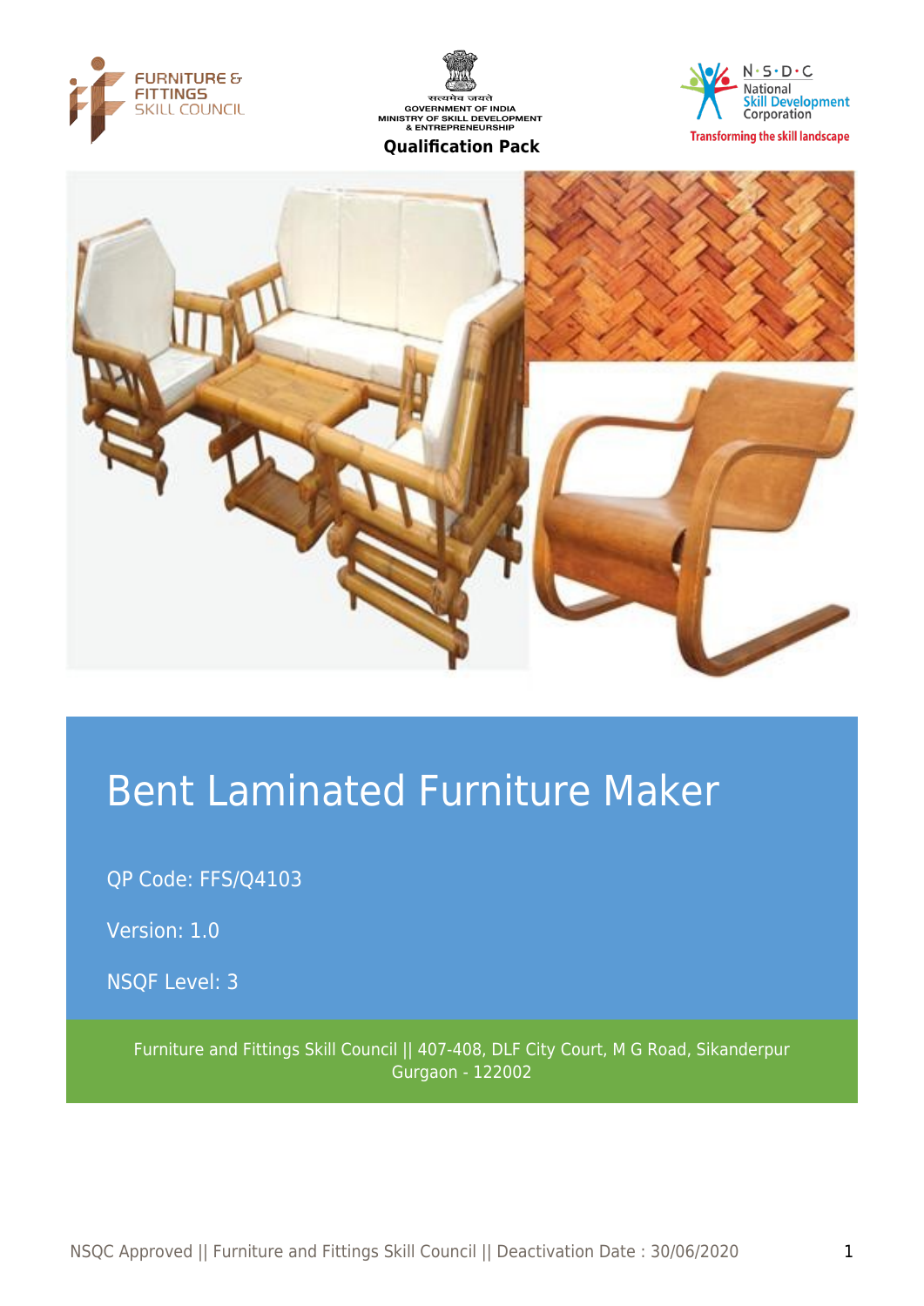FURNITURE & FITTINGS SKILL COUNCIL

सत्यमेव जयते
GOVERNMENT OF INDIA
MINISTRY OF SKILL DEVELOPMENT & ENTREPRENEURSHIP

**Qualification Pack**

N·S·D·C National Skill Development Corporation
Transforming the skill landscape

# Bent Laminated Furniture Maker

QP Code: FFS/Q4103

Version: 1.0

NSQF Level: 3

Furniture and Fittings Skill Council || 407-408, DLF City Court, M G Road, Sikanderpur Gurgaon - 122002

NSQC Approved || Furniture and Fittings Skill Council || Deactivation Date : 30/06/2020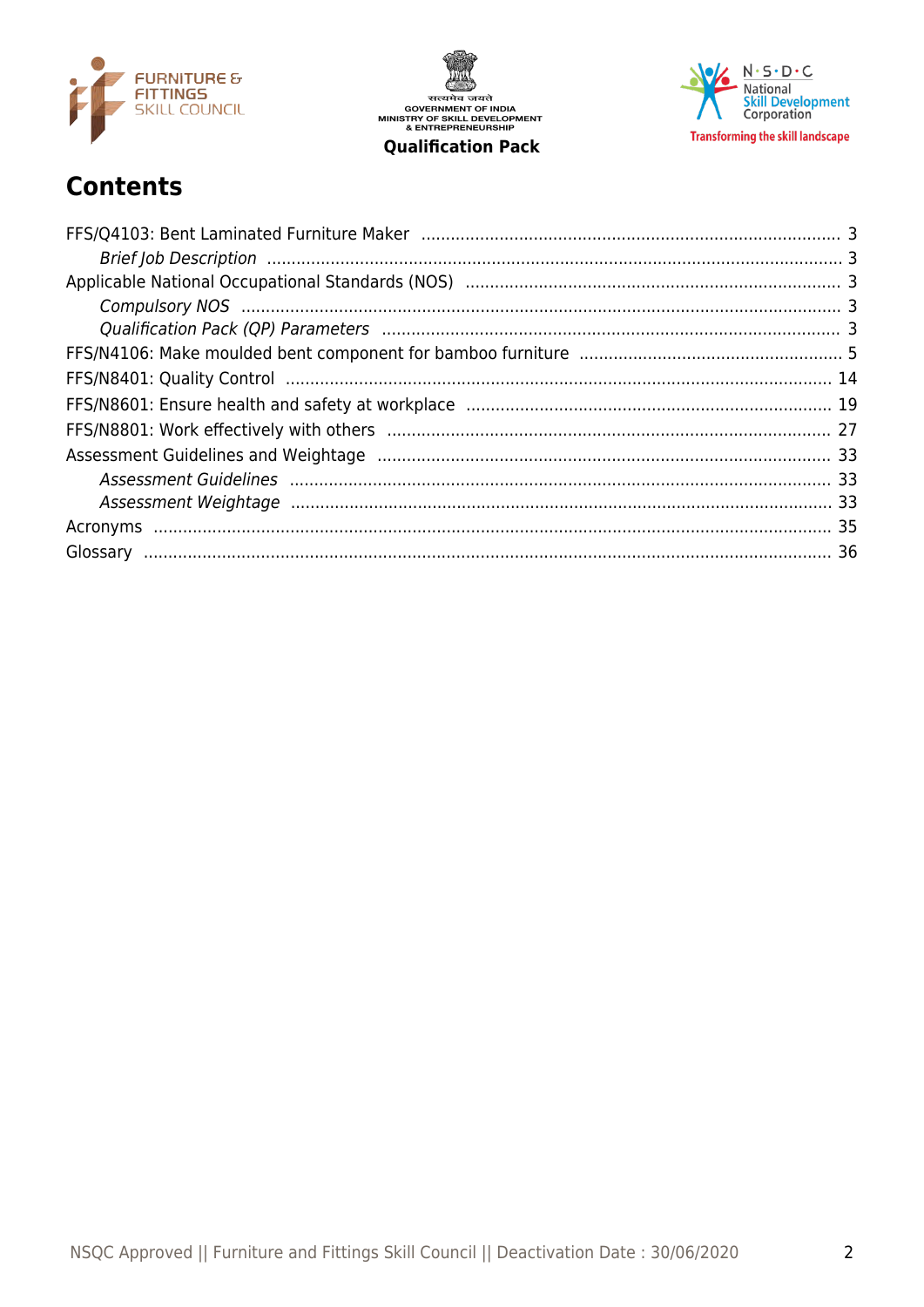# Contents

FFS/Q4103: Bent Laminated Furniture Maker ..... 3

*Brief Job Description* ..... 3

Applicable National Occupational Standards (NOS) ..... 3

*Compulsory NOS* ..... 3

*Qualification Pack (QP) Parameters* ..... 3

FFS/N4106: Make moulded bent component for bamboo furniture ..... 5

FFS/N8401: Quality Control ..... 14

FFS/N8601: Ensure health and safety at workplace ..... 19

FFS/N8801: Work effectively with others ..... 27

Assessment Guidelines and Weightage ..... 33

*Assessment Guidelines* ..... 33

*Assessment Weightage* ..... 33

Acronyms ..... 35

Glossary ..... 36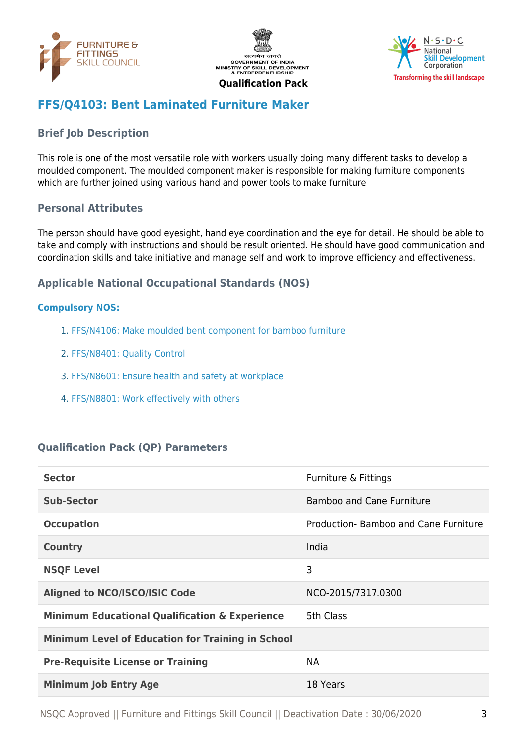Qualification Pack

# FFS/Q4103: Bent Laminated Furniture Maker

## Brief Job Description

This role is one of the most versatile role with workers usually doing many different tasks to develop a moulded component. The moulded component maker is responsible for making furniture components which are further joined using various hand and power tools to make furniture

## Personal Attributes

The person should have good eyesight, hand eye coordination and the eye for detail. He should be able to take and comply with instructions and should be result oriented. He should have good communication and coordination skills and take initiative and manage self and work to improve efficiency and effectiveness.

## Applicable National Occupational Standards (NOS)

### Compulsory NOS:

1. FFS/N4106: Make moulded bent component for bamboo furniture
2. FFS/N8401: Quality Control
3. FFS/N8601: Ensure health and safety at workplace
4. FFS/N8801: Work effectively with others

## Qualification Pack (QP) Parameters

| | |
|---|---|
| **Sector** | Furniture & Fittings |
| **Sub-Sector** | Bamboo and Cane Furniture |
| **Occupation** | Production- Bamboo and Cane Furniture |
| **Country** | India |
| **NSQF Level** | 3 |
| **Aligned to NCO/ISCO/ISIC Code** | NCO-2015/7317.0300 |
| **Minimum Educational Qualification & Experience** | 5th Class |
| **Minimum Level of Education for Training in School** | |
| **Pre-Requisite License or Training** | NA |
| **Minimum Job Entry Age** | 18 Years |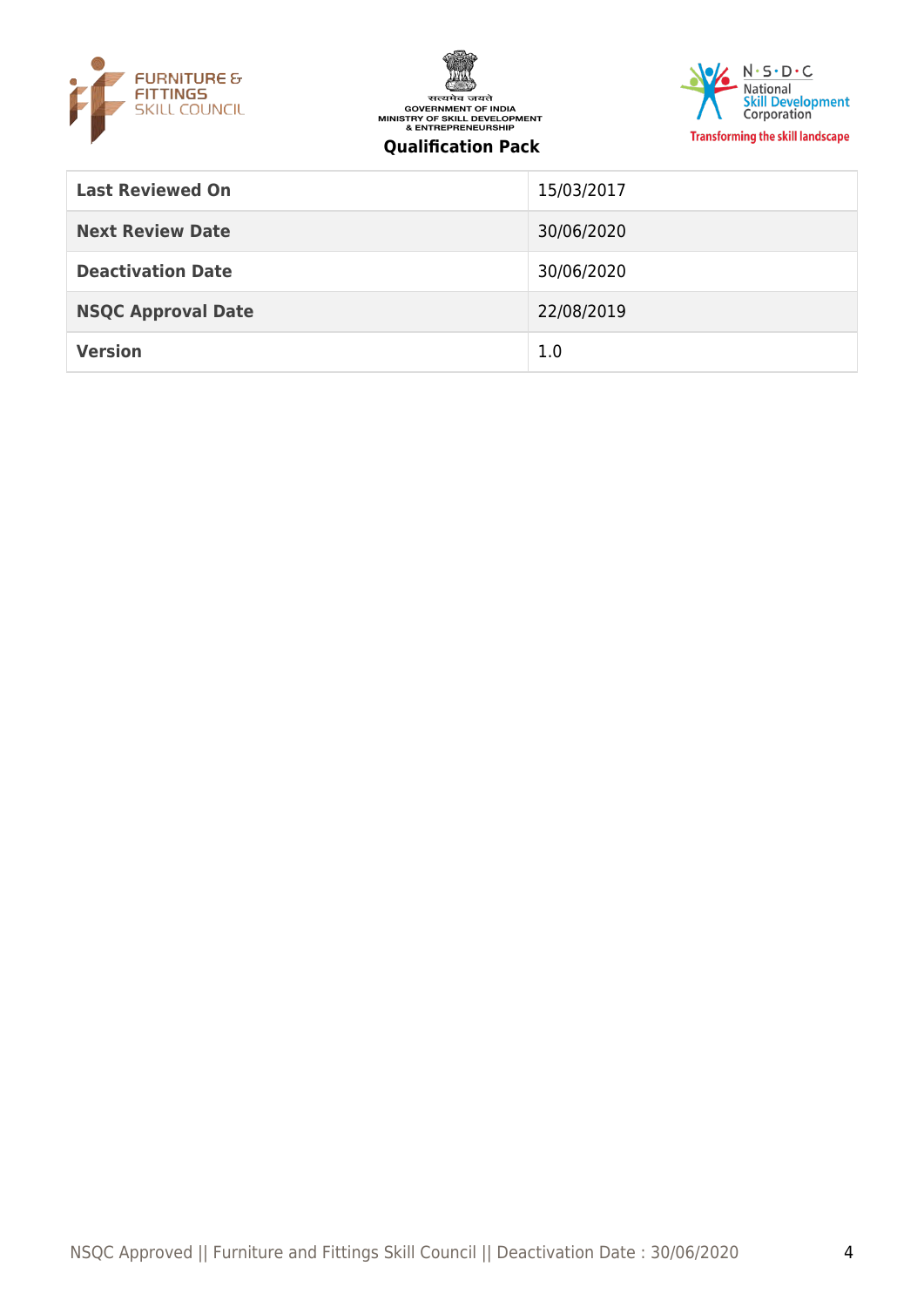| Last Reviewed On | 15/03/2017 |
| --- | --- |
| Next Review Date | 30/06/2020 |
| Deactivation Date | 30/06/2020 |
| NSQC Approval Date | 22/08/2019 |
| Version | 1.0 |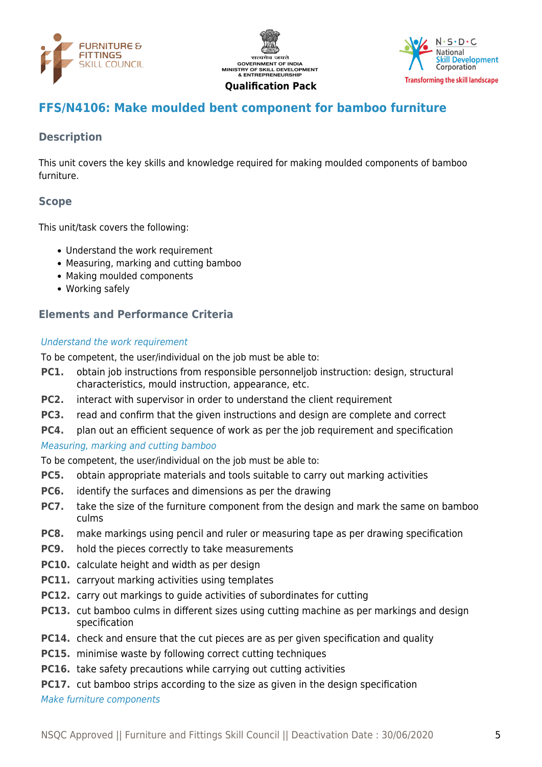## FFS/N4106: Make moulded bent component for bamboo furniture

### Description

This unit covers the key skills and knowledge required for making moulded components of bamboo furniture.

### Scope

This unit/task covers the following:

- Understand the work requirement
- Measuring, marking and cutting bamboo
- Making moulded components
- Working safely

### Elements and Performance Criteria

*Understand the work requirement*

To be competent, the user/individual on the job must be able to:

**PC1.** obtain job instructions from responsible personneljob instruction: design, structural characteristics, mould instruction, appearance, etc.

**PC2.** interact with supervisor in order to understand the client requirement

**PC3.** read and confirm that the given instructions and design are complete and correct

**PC4.** plan out an efficient sequence of work as per the job requirement and specification

*Measuring, marking and cutting bamboo*

To be competent, the user/individual on the job must be able to:

**PC5.** obtain appropriate materials and tools suitable to carry out marking activities

**PC6.** identify the surfaces and dimensions as per the drawing

**PC7.** take the size of the furniture component from the design and mark the same on bamboo culms

**PC8.** make markings using pencil and ruler or measuring tape as per drawing specification

**PC9.** hold the pieces correctly to take measurements

**PC10.** calculate height and width as per design

**PC11.** carryout marking activities using templates

**PC12.** carry out markings to guide activities of subordinates for cutting

**PC13.** cut bamboo culms in different sizes using cutting machine as per markings and design specification

**PC14.** check and ensure that the cut pieces are as per given specification and quality

**PC15.** minimise waste by following correct cutting techniques

**PC16.** take safety precautions while carrying out cutting activities

**PC17.** cut bamboo strips according to the size as given in the design specification

*Make furniture components*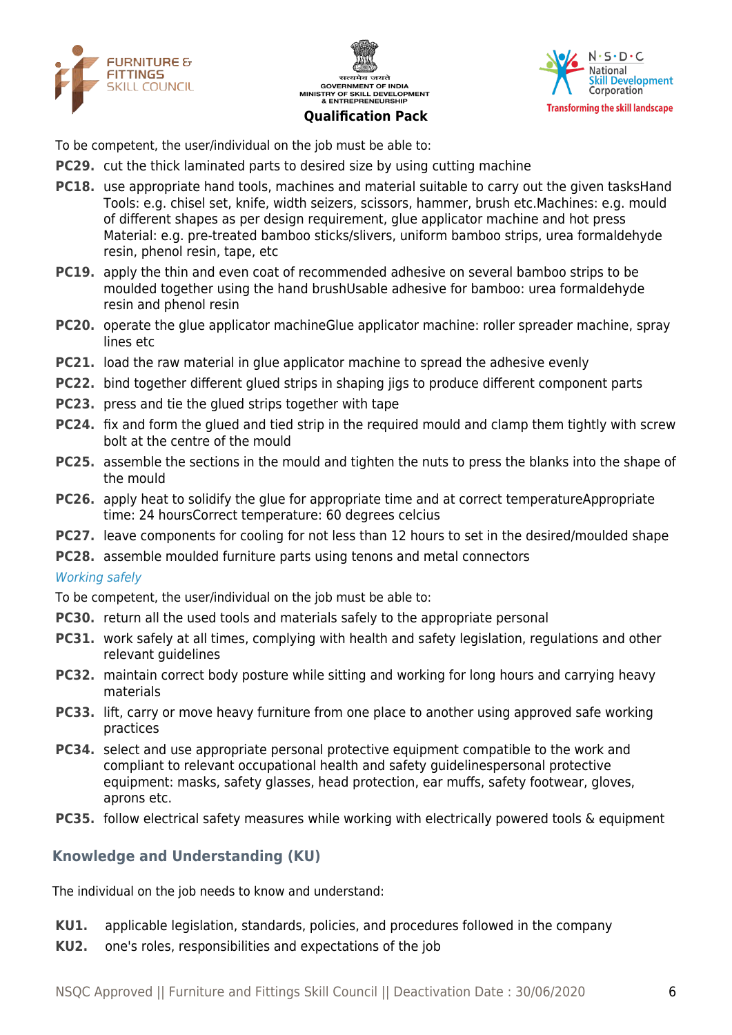To be competent, the user/individual on the job must be able to:

**PC29.** cut the thick laminated parts to desired size by using cutting machine

**PC18.** use appropriate hand tools, machines and material suitable to carry out the given tasksHand Tools: e.g. chisel set, knife, width seizers, scissors, hammer, brush etc.Machines: e.g. mould of different shapes as per design requirement, glue applicator machine and hot press Material: e.g. pre-treated bamboo sticks/slivers, uniform bamboo strips, urea formaldehyde resin, phenol resin, tape, etc

**PC19.** apply the thin and even coat of recommended adhesive on several bamboo strips to be moulded together using the hand brushUsable adhesive for bamboo: urea formaldehyde resin and phenol resin

**PC20.** operate the glue applicator machineGlue applicator machine: roller spreader machine, spray lines etc

**PC21.** load the raw material in glue applicator machine to spread the adhesive evenly

**PC22.** bind together different glued strips in shaping jigs to produce different component parts

**PC23.** press and tie the glued strips together with tape

**PC24.** fix and form the glued and tied strip in the required mould and clamp them tightly with screw bolt at the centre of the mould

**PC25.** assemble the sections in the mould and tighten the nuts to press the blanks into the shape of the mould

**PC26.** apply heat to solidify the glue for appropriate time and at correct temperatureAppropriate time: 24 hoursCorrect temperature: 60 degrees celcius

**PC27.** leave components for cooling for not less than 12 hours to set in the desired/moulded shape

**PC28.** assemble moulded furniture parts using tenons and metal connectors

*Working safely*

To be competent, the user/individual on the job must be able to:

**PC30.** return all the used tools and materials safely to the appropriate personal

**PC31.** work safely at all times, complying with health and safety legislation, regulations and other relevant guidelines

**PC32.** maintain correct body posture while sitting and working for long hours and carrying heavy materials

**PC33.** lift, carry or move heavy furniture from one place to another using approved safe working practices

**PC34.** select and use appropriate personal protective equipment compatible to the work and compliant to relevant occupational health and safety guidelinespersonal protective equipment: masks, safety glasses, head protection, ear muffs, safety footwear, gloves, aprons etc.

**PC35.** follow electrical safety measures while working with electrically powered tools & equipment

## Knowledge and Understanding (KU)

The individual on the job needs to know and understand:

**KU1.** applicable legislation, standards, policies, and procedures followed in the company

**KU2.** one's roles, responsibilities and expectations of the job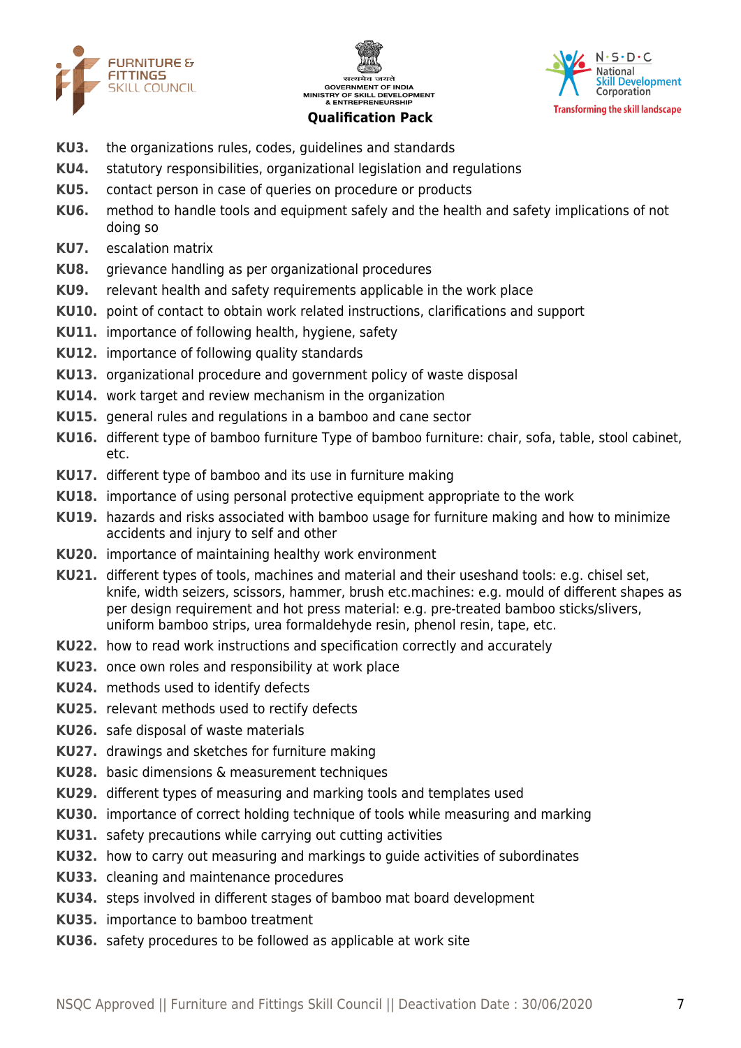**KU3.** the organizations rules, codes, guidelines and standards

**KU4.** statutory responsibilities, organizational legislation and regulations

**KU5.** contact person in case of queries on procedure or products

**KU6.** method to handle tools and equipment safely and the health and safety implications of not doing so

**KU7.** escalation matrix

**KU8.** grievance handling as per organizational procedures

**KU9.** relevant health and safety requirements applicable in the work place

**KU10.** point of contact to obtain work related instructions, clarifications and support

**KU11.** importance of following health, hygiene, safety

**KU12.** importance of following quality standards

**KU13.** organizational procedure and government policy of waste disposal

**KU14.** work target and review mechanism in the organization

**KU15.** general rules and regulations in a bamboo and cane sector

**KU16.** different type of bamboo furniture Type of bamboo furniture: chair, sofa, table, stool cabinet, etc.

**KU17.** different type of bamboo and its use in furniture making

**KU18.** importance of using personal protective equipment appropriate to the work

**KU19.** hazards and risks associated with bamboo usage for furniture making and how to minimize accidents and injury to self and other

**KU20.** importance of maintaining healthy work environment

**KU21.** different types of tools, machines and material and their useshand tools: e.g. chisel set, knife, width seizers, scissors, hammer, brush etc.machines: e.g. mould of different shapes as per design requirement and hot press material: e.g. pre-treated bamboo sticks/slivers, uniform bamboo strips, urea formaldehyde resin, phenol resin, tape, etc.

**KU22.** how to read work instructions and specification correctly and accurately

**KU23.** once own roles and responsibility at work place

**KU24.** methods used to identify defects

**KU25.** relevant methods used to rectify defects

**KU26.** safe disposal of waste materials

**KU27.** drawings and sketches for furniture making

**KU28.** basic dimensions & measurement techniques

**KU29.** different types of measuring and marking tools and templates used

**KU30.** importance of correct holding technique of tools while measuring and marking

**KU31.** safety precautions while carrying out cutting activities

**KU32.** how to carry out measuring and markings to guide activities of subordinates

**KU33.** cleaning and maintenance procedures

**KU34.** steps involved in different stages of bamboo mat board development

**KU35.** importance to bamboo treatment

**KU36.** safety procedures to be followed as applicable at work site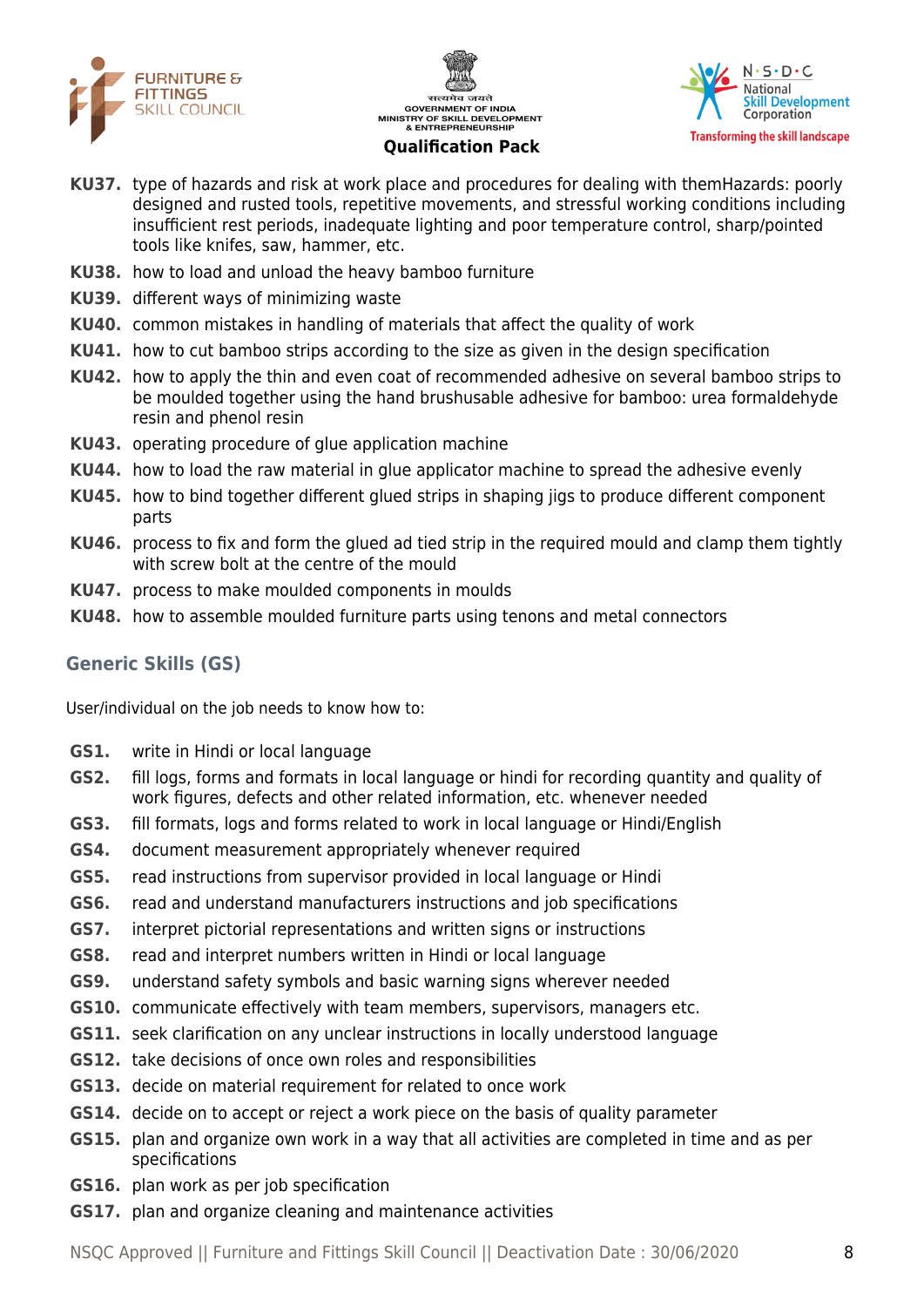**KU37.** type of hazards and risk at work place and procedures for dealing with themHazards: poorly designed and rusted tools, repetitive movements, and stressful working conditions including insufficient rest periods, inadequate lighting and poor temperature control, sharp/pointed tools like knifes, saw, hammer, etc.

**KU38.** how to load and unload the heavy bamboo furniture

**KU39.** different ways of minimizing waste

**KU40.** common mistakes in handling of materials that affect the quality of work

**KU41.** how to cut bamboo strips according to the size as given in the design specification

**KU42.** how to apply the thin and even coat of recommended adhesive on several bamboo strips to be moulded together using the hand brushusable adhesive for bamboo: urea formaldehyde resin and phenol resin

**KU43.** operating procedure of glue application machine

**KU44.** how to load the raw material in glue applicator machine to spread the adhesive evenly

**KU45.** how to bind together different glued strips in shaping jigs to produce different component parts

**KU46.** process to fix and form the glued ad tied strip in the required mould and clamp them tightly with screw bolt at the centre of the mould

**KU47.** process to make moulded components in moulds

**KU48.** how to assemble moulded furniture parts using tenons and metal connectors

### Generic Skills (GS)

User/individual on the job needs to know how to:

**GS1.** write in Hindi or local language

**GS2.** fill logs, forms and formats in local language or hindi for recording quantity and quality of work figures, defects and other related information, etc. whenever needed

**GS3.** fill formats, logs and forms related to work in local language or Hindi/English

**GS4.** document measurement appropriately whenever required

**GS5.** read instructions from supervisor provided in local language or Hindi

**GS6.** read and understand manufacturers instructions and job specifications

**GS7.** interpret pictorial representations and written signs or instructions

**GS8.** read and interpret numbers written in Hindi or local language

**GS9.** understand safety symbols and basic warning signs wherever needed

**GS10.** communicate effectively with team members, supervisors, managers etc.

**GS11.** seek clarification on any unclear instructions in locally understood language

**GS12.** take decisions of once own roles and responsibilities

**GS13.** decide on material requirement for related to once work

**GS14.** decide on to accept or reject a work piece on the basis of quality parameter

**GS15.** plan and organize own work in a way that all activities are completed in time and as per specifications

**GS16.** plan work as per job specification

**GS17.** plan and organize cleaning and maintenance activities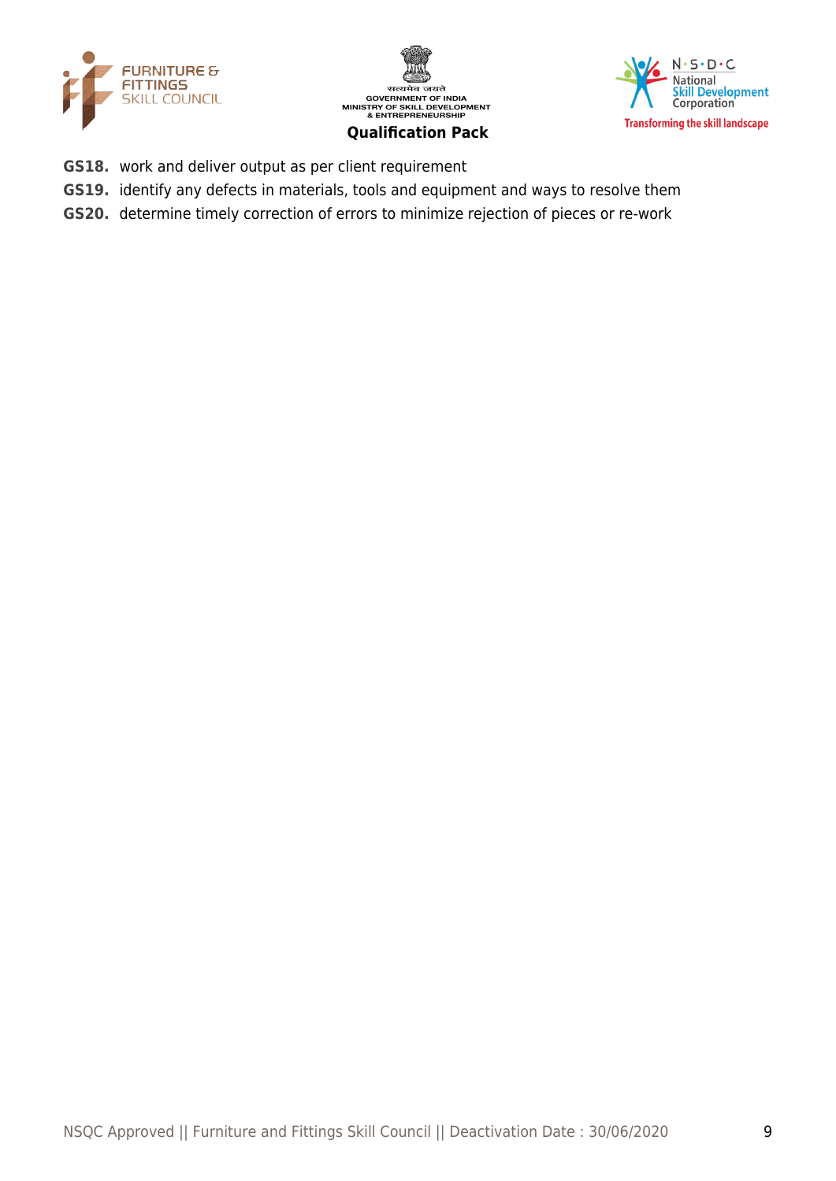**GS18.** work and deliver output as per client requirement

**GS19.** identify any defects in materials, tools and equipment and ways to resolve them

**GS20.** determine timely correction of errors to minimize rejection of pieces or re-work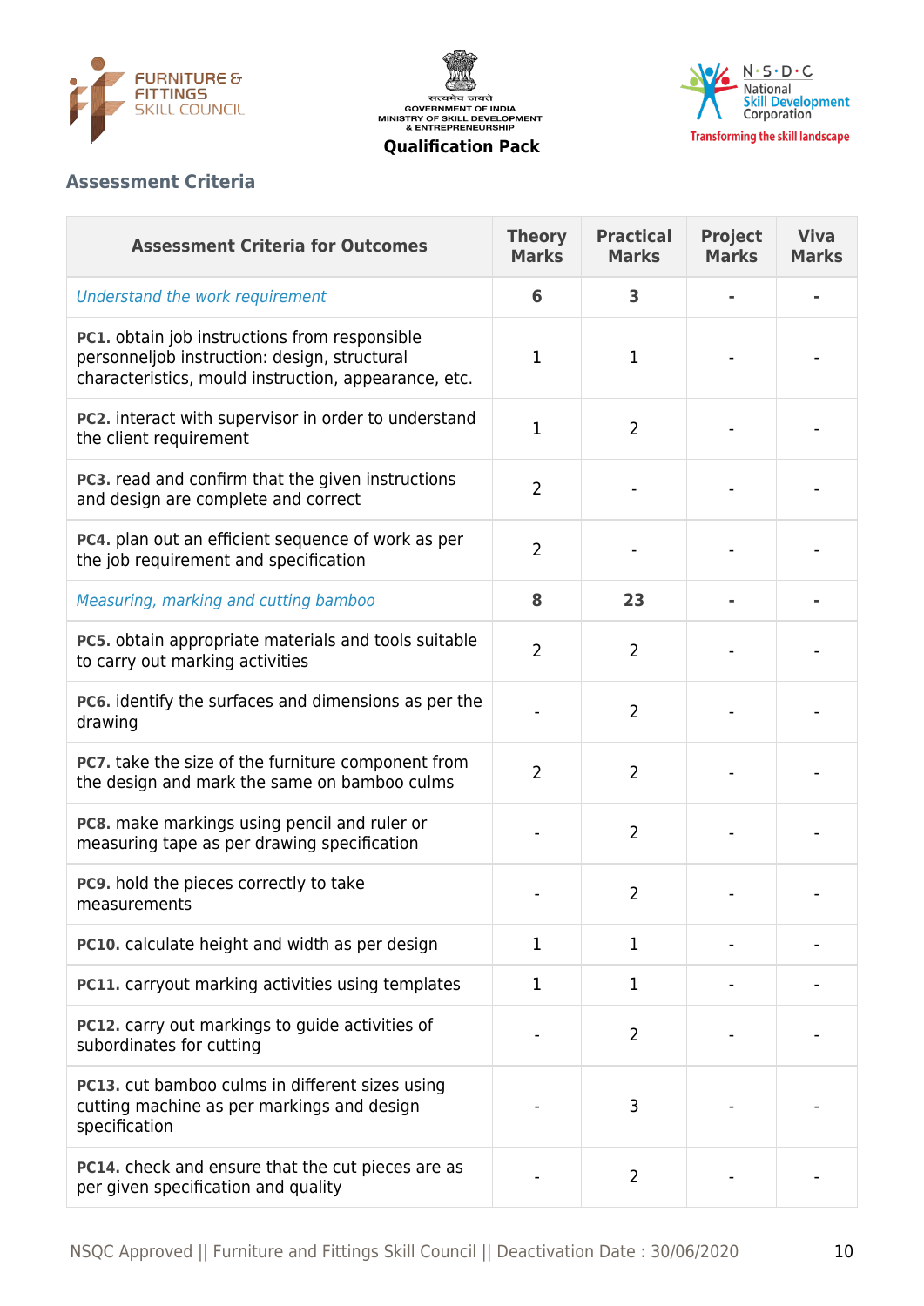## Assessment Criteria

| Assessment Criteria for Outcomes | Theory Marks | Practical Marks | Project Marks | Viva Marks |
|---|---|---|---|---|
| *Understand the work requirement* | **6** | **3** | **-** | **-** |
| **PC1.** obtain job instructions from responsible personneljob instruction: design, structural characteristics, mould instruction, appearance, etc. | 1 | 1 | - | - |
| **PC2.** interact with supervisor in order to understand the client requirement | 1 | 2 | - | - |
| **PC3.** read and confirm that the given instructions and design are complete and correct | 2 | - | - | - |
| **PC4.** plan out an efficient sequence of work as per the job requirement and specification | 2 | - | - | - |
| *Measuring, marking and cutting bamboo* | **8** | **23** | **-** | **-** |
| **PC5.** obtain appropriate materials and tools suitable to carry out marking activities | 2 | 2 | - | - |
| **PC6.** identify the surfaces and dimensions as per the drawing | - | 2 | - | - |
| **PC7.** take the size of the furniture component from the design and mark the same on bamboo culms | 2 | 2 | - | - |
| **PC8.** make markings using pencil and ruler or measuring tape as per drawing specification | - | 2 | - | - |
| **PC9.** hold the pieces correctly to take measurements | - | 2 | - | - |
| **PC10.** calculate height and width as per design | 1 | 1 | - | - |
| **PC11.** carryout marking activities using templates | 1 | 1 | - | - |
| **PC12.** carry out markings to guide activities of subordinates for cutting | - | 2 | - | - |
| **PC13.** cut bamboo culms in different sizes using cutting machine as per markings and design specification | - | 3 | - | - |
| **PC14.** check and ensure that the cut pieces are as per given specification and quality | - | 2 | - | - |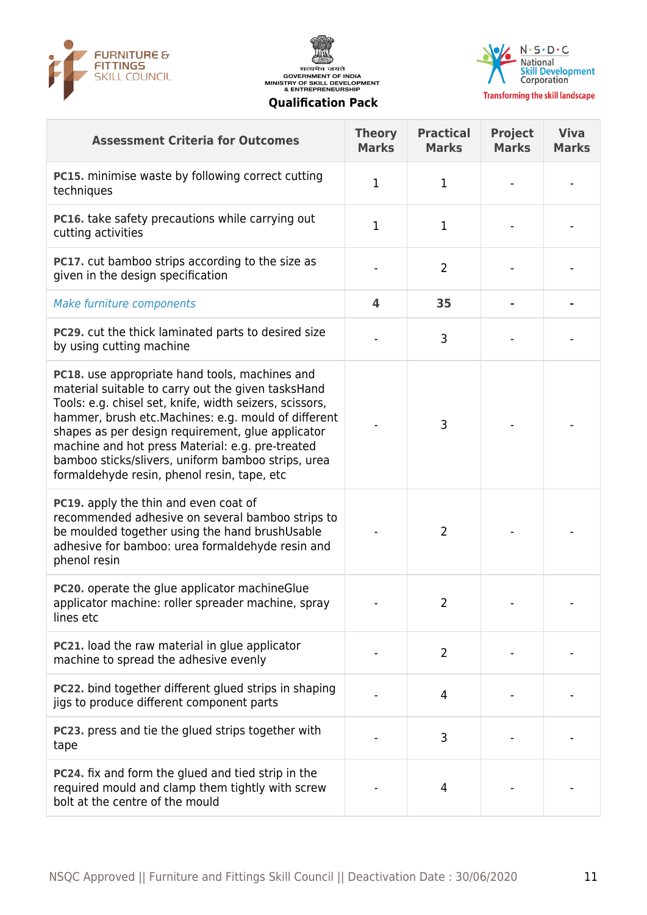| Assessment Criteria for Outcomes | Theory Marks | Practical Marks | Project Marks | Viva Marks |
|---|---|---|---|---|
| **PC15.** minimise waste by following correct cutting techniques | 1 | 1 | - | - |
| **PC16.** take safety precautions while carrying out cutting activities | 1 | 1 | - | - |
| **PC17.** cut bamboo strips according to the size as given in the design specification | - | 2 | - | - |
| *Make furniture components* | **4** | **35** | **-** | **-** |
| **PC29.** cut the thick laminated parts to desired size by using cutting machine | - | 3 | - | - |
| **PC18.** use appropriate hand tools, machines and material suitable to carry out the given tasksHand Tools: e.g. chisel set, knife, width seizers, scissors, hammer, brush etc.Machines: e.g. mould of different shapes as per design requirement, glue applicator machine and hot press Material: e.g. pre-treated bamboo sticks/slivers, uniform bamboo strips, urea formaldehyde resin, phenol resin, tape, etc | - | 3 | - | - |
| **PC19.** apply the thin and even coat of recommended adhesive on several bamboo strips to be moulded together using the hand brushUsable adhesive for bamboo: urea formaldehyde resin and phenol resin | - | 2 | - | - |
| **PC20.** operate the glue applicator machineGlue applicator machine: roller spreader machine, spray lines etc | - | 2 | - | - |
| **PC21.** load the raw material in glue applicator machine to spread the adhesive evenly | - | 2 | - | - |
| **PC22.** bind together different glued strips in shaping jigs to produce different component parts | - | 4 | - | - |
| **PC23.** press and tie the glued strips together with tape | - | 3 | - | - |
| **PC24.** fix and form the glued and tied strip in the required mould and clamp them tightly with screw bolt at the centre of the mould | - | 4 | - | - |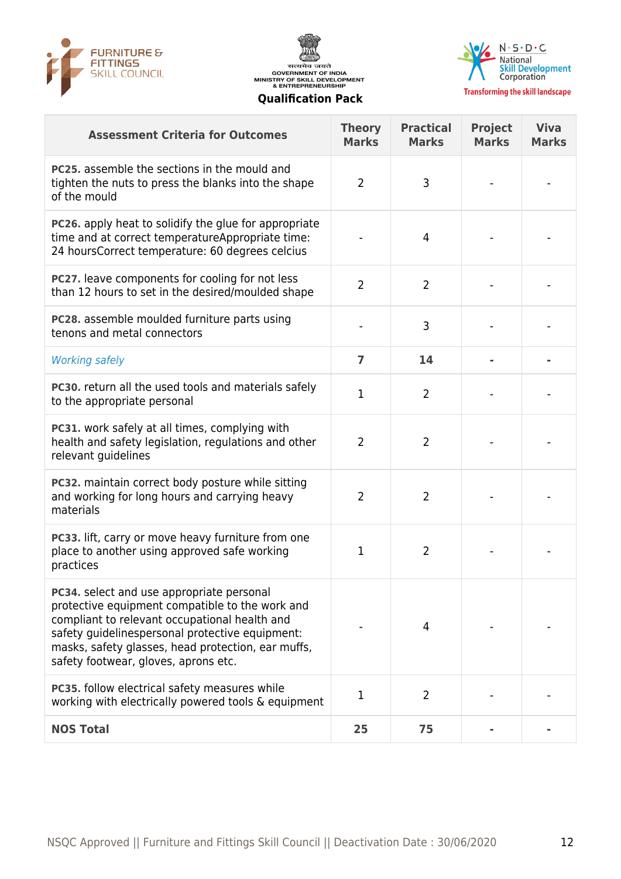| Assessment Criteria for Outcomes | Theory Marks | Practical Marks | Project Marks | Viva Marks |
|---|---|---|---|---|
| **PC25.** assemble the sections in the mould and tighten the nuts to press the blanks into the shape of the mould | 2 | 3 | - | - |
| **PC26.** apply heat to solidify the glue for appropriate time and at correct temperatureAppropriate time: 24 hoursCorrect temperature: 60 degrees celcius | - | 4 | - | - |
| **PC27.** leave components for cooling for not less than 12 hours to set in the desired/moulded shape | 2 | 2 | - | - |
| **PC28.** assemble moulded furniture parts using tenons and metal connectors | - | 3 | - | - |
| *Working safely* | **7** | **14** | **-** | **-** |
| **PC30.** return all the used tools and materials safely to the appropriate personal | 1 | 2 | - | - |
| **PC31.** work safely at all times, complying with health and safety legislation, regulations and other relevant guidelines | 2 | 2 | - | - |
| **PC32.** maintain correct body posture while sitting and working for long hours and carrying heavy materials | 2 | 2 | - | - |
| **PC33.** lift, carry or move heavy furniture from one place to another using approved safe working practices | 1 | 2 | - | - |
| **PC34.** select and use appropriate personal protective equipment compatible to the work and compliant to relevant occupational health and safety guidelinespersonal protective equipment: masks, safety glasses, head protection, ear muffs, safety footwear, gloves, aprons etc. | - | 4 | - | - |
| **PC35.** follow electrical safety measures while working with electrically powered tools & equipment | 1 | 2 | - | - |
| **NOS Total** | **25** | **75** | **-** | **-** |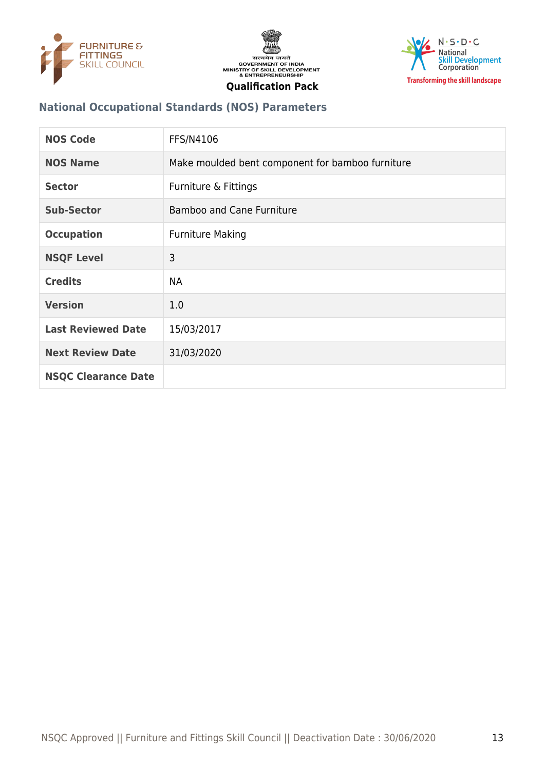## National Occupational Standards (NOS) Parameters

| NOS Code | FFS/N4106 |
|---|---|
| NOS Name | Make moulded bent component for bamboo furniture |
| Sector | Furniture & Fittings |
| Sub-Sector | Bamboo and Cane Furniture |
| Occupation | Furniture Making |
| NSQF Level | 3 |
| Credits | NA |
| Version | 1.0 |
| Last Reviewed Date | 15/03/2017 |
| Next Review Date | 31/03/2020 |
| NSQC Clearance Date | |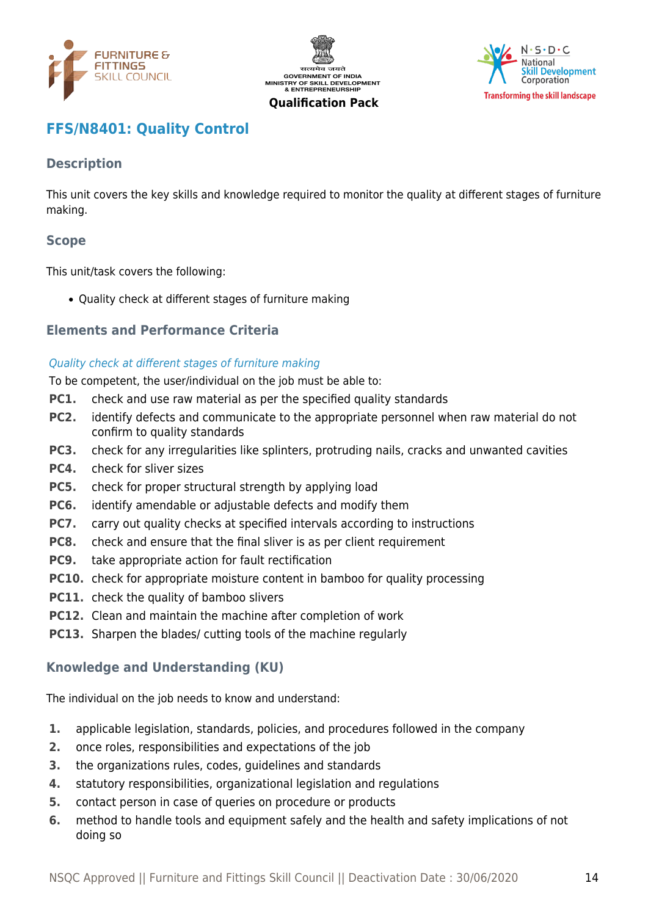## FFS/N8401: Quality Control

### Description

This unit covers the key skills and knowledge required to monitor the quality at different stages of furniture making.

### Scope

This unit/task covers the following:

- Quality check at different stages of furniture making

### Elements and Performance Criteria

*Quality check at different stages of furniture making*

To be competent, the user/individual on the job must be able to:

**PC1.** check and use raw material as per the specified quality standards
**PC2.** identify defects and communicate to the appropriate personnel when raw material do not confirm to quality standards
**PC3.** check for any irregularities like splinters, protruding nails, cracks and unwanted cavities
**PC4.** check for sliver sizes
**PC5.** check for proper structural strength by applying load
**PC6.** identify amendable or adjustable defects and modify them
**PC7.** carry out quality checks at specified intervals according to instructions
**PC8.** check and ensure that the final sliver is as per client requirement
**PC9.** take appropriate action for fault rectification
**PC10.** check for appropriate moisture content in bamboo for quality processing
**PC11.** check the quality of bamboo slivers
**PC12.** Clean and maintain the machine after completion of work
**PC13.** Sharpen the blades/ cutting tools of the machine regularly

### Knowledge and Understanding (KU)

The individual on the job needs to know and understand:

1. applicable legislation, standards, policies, and procedures followed in the company
2. once roles, responsibilities and expectations of the job
3. the organizations rules, codes, guidelines and standards
4. statutory responsibilities, organizational legislation and regulations
5. contact person in case of queries on procedure or products
6. method to handle tools and equipment safely and the health and safety implications of not doing so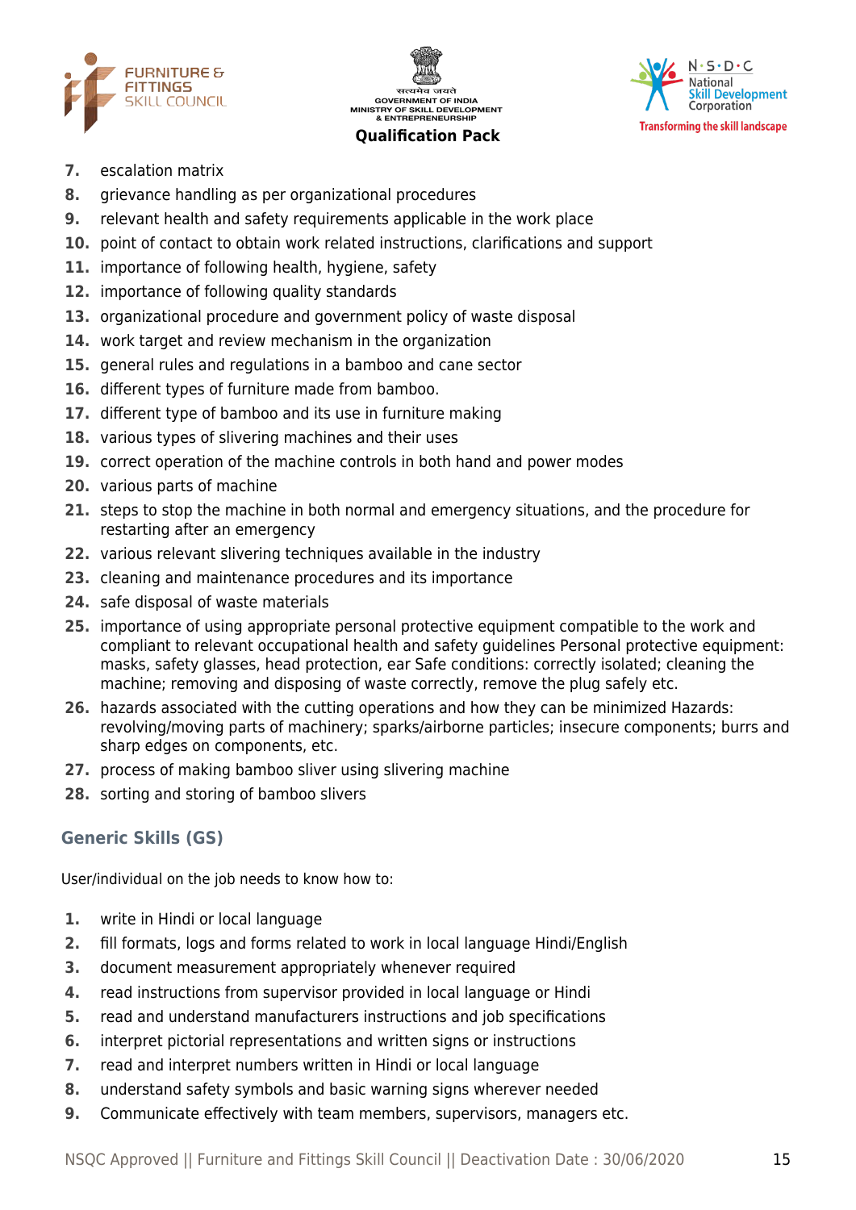7. escalation matrix
8. grievance handling as per organizational procedures
9. relevant health and safety requirements applicable in the work place
10. point of contact to obtain work related instructions, clarifications and support
11. importance of following health, hygiene, safety
12. importance of following quality standards
13. organizational procedure and government policy of waste disposal
14. work target and review mechanism in the organization
15. general rules and regulations in a bamboo and cane sector
16. different types of furniture made from bamboo.
17. different type of bamboo and its use in furniture making
18. various types of slivering machines and their uses
19. correct operation of the machine controls in both hand and power modes
20. various parts of machine
21. steps to stop the machine in both normal and emergency situations, and the procedure for restarting after an emergency
22. various relevant slivering techniques available in the industry
23. cleaning and maintenance procedures and its importance
24. safe disposal of waste materials
25. importance of using appropriate personal protective equipment compatible to the work and compliant to relevant occupational health and safety guidelines Personal protective equipment: masks, safety glasses, head protection, ear Safe conditions: correctly isolated; cleaning the machine; removing and disposing of waste correctly, remove the plug safely etc.
26. hazards associated with the cutting operations and how they can be minimized Hazards: revolving/moving parts of machinery; sparks/airborne particles; insecure components; burrs and sharp edges on components, etc.
27. process of making bamboo sliver using slivering machine
28. sorting and storing of bamboo slivers

## Generic Skills (GS)

User/individual on the job needs to know how to:

1. write in Hindi or local language
2. fill formats, logs and forms related to work in local language Hindi/English
3. document measurement appropriately whenever required
4. read instructions from supervisor provided in local language or Hindi
5. read and understand manufacturers instructions and job specifications
6. interpret pictorial representations and written signs or instructions
7. read and interpret numbers written in Hindi or local language
8. understand safety symbols and basic warning signs wherever needed
9. Communicate effectively with team members, supervisors, managers etc.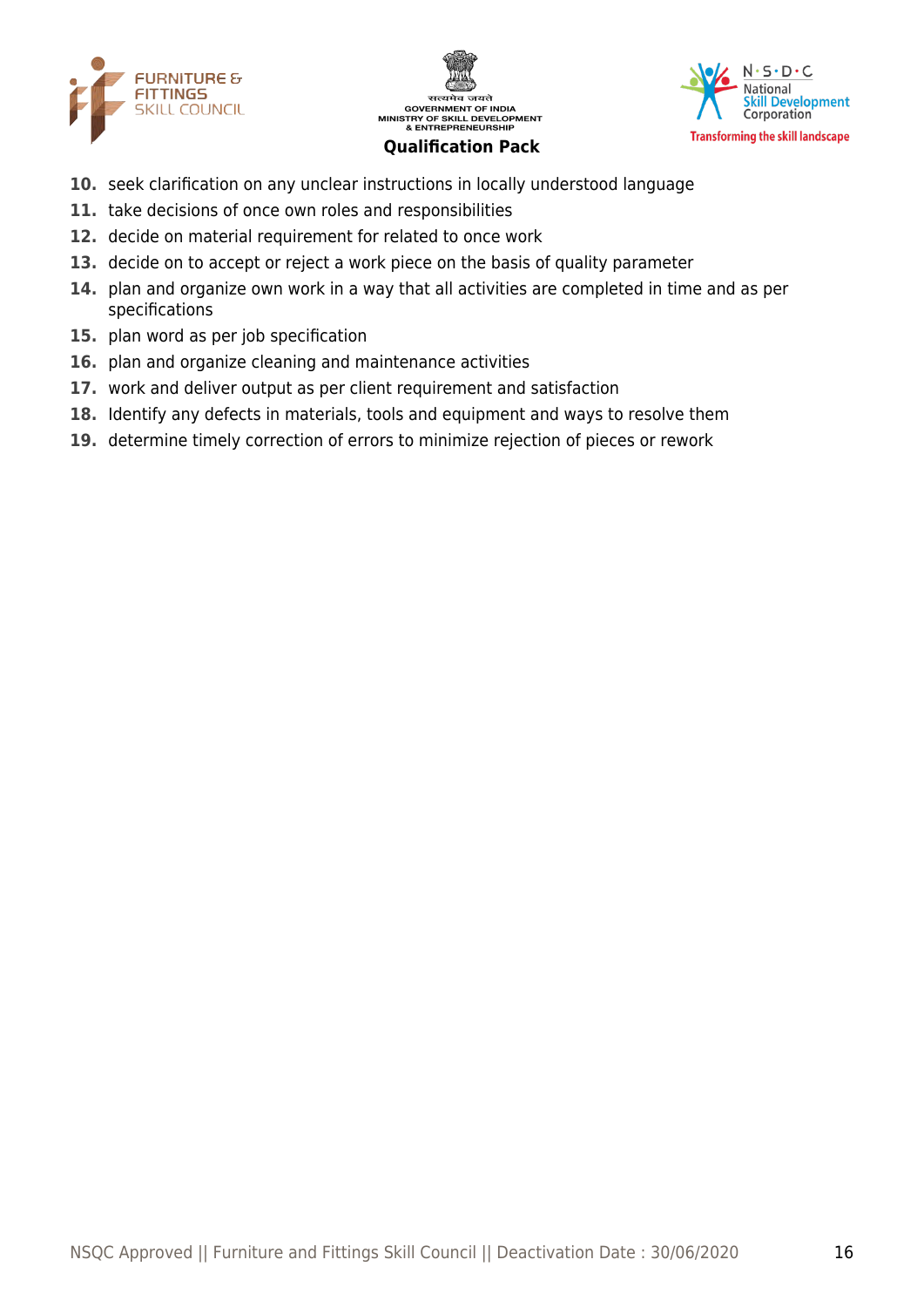10. seek clarification on any unclear instructions in locally understood language
11. take decisions of once own roles and responsibilities
12. decide on material requirement for related to once work
13. decide on to accept or reject a work piece on the basis of quality parameter
14. plan and organize own work in a way that all activities are completed in time and as per specifications
15. plan word as per job specification
16. plan and organize cleaning and maintenance activities
17. work and deliver output as per client requirement and satisfaction
18. Identify any defects in materials, tools and equipment and ways to resolve them
19. determine timely correction of errors to minimize rejection of pieces or rework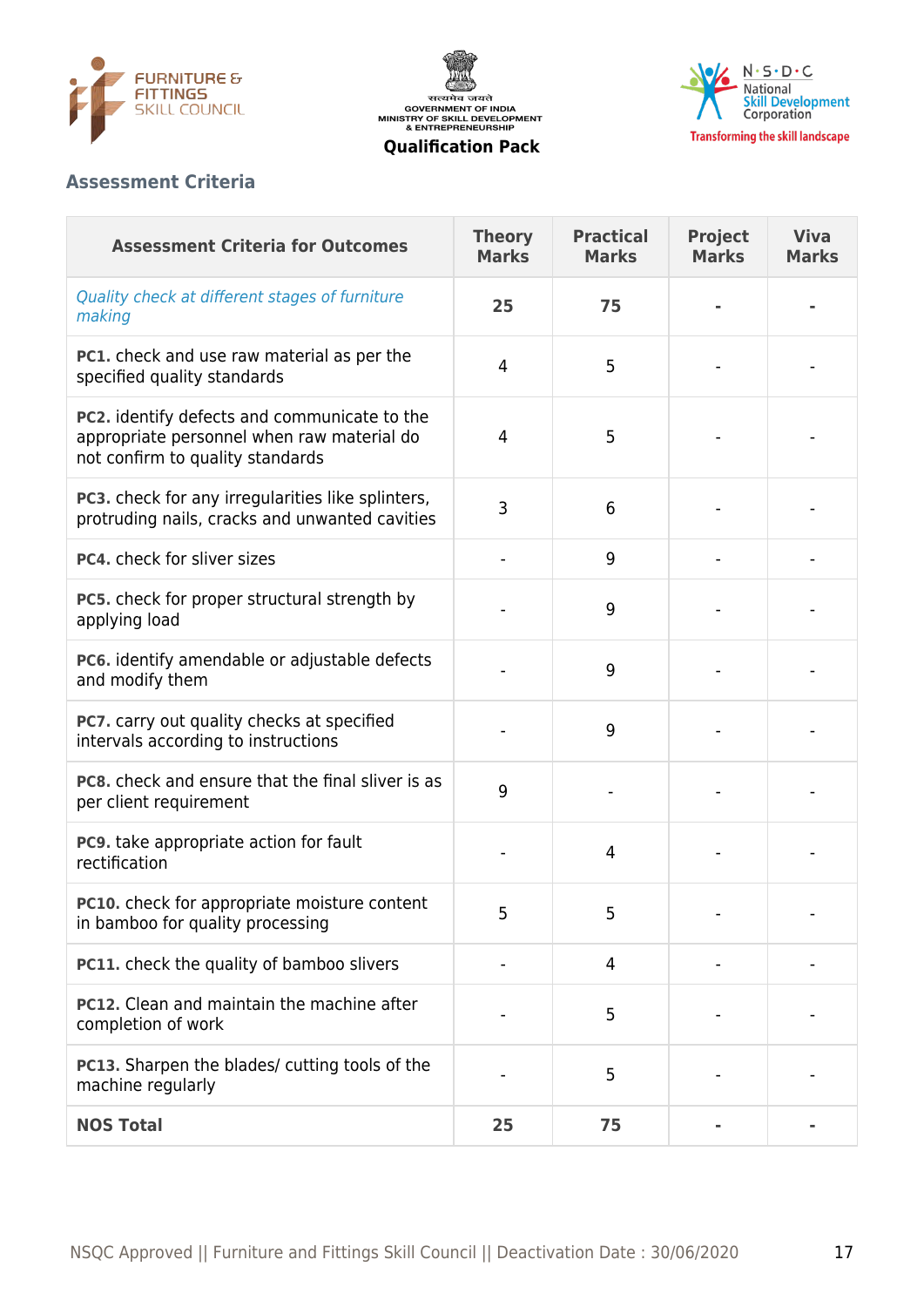## Assessment Criteria

| Assessment Criteria for Outcomes | Theory Marks | Practical Marks | Project Marks | Viva Marks |
|---|---|---|---|---|
| *Quality check at different stages of furniture making* | **25** | **75** | **-** | **-** |
| **PC1.** check and use raw material as per the specified quality standards | 4 | 5 | - | - |
| **PC2.** identify defects and communicate to the appropriate personnel when raw material do not confirm to quality standards | 4 | 5 | - | - |
| **PC3.** check for any irregularities like splinters, protruding nails, cracks and unwanted cavities | 3 | 6 | - | - |
| **PC4.** check for sliver sizes | - | 9 | - | - |
| **PC5.** check for proper structural strength by applying load | - | 9 | - | - |
| **PC6.** identify amendable or adjustable defects and modify them | - | 9 | - | - |
| **PC7.** carry out quality checks at specified intervals according to instructions | - | 9 | - | - |
| **PC8.** check and ensure that the final sliver is as per client requirement | 9 | - | - | - |
| **PC9.** take appropriate action for fault rectification | - | 4 | - | - |
| **PC10.** check for appropriate moisture content in bamboo for quality processing | 5 | 5 | - | - |
| **PC11.** check the quality of bamboo slivers | - | 4 | - | - |
| **PC12.** Clean and maintain the machine after completion of work | - | 5 | - | - |
| **PC13.** Sharpen the blades/ cutting tools of the machine regularly | - | 5 | - | - |
| **NOS Total** | **25** | **75** | **-** | **-** |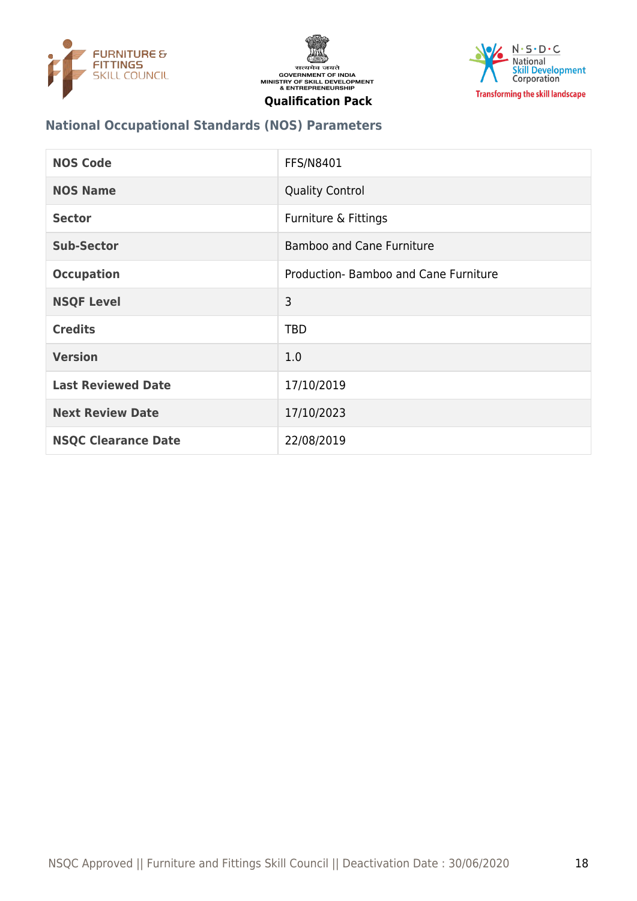## National Occupational Standards (NOS) Parameters

| NOS Code | FFS/N8401 |
|---|---|
| NOS Name | Quality Control |
| Sector | Furniture & Fittings |
| Sub-Sector | Bamboo and Cane Furniture |
| Occupation | Production- Bamboo and Cane Furniture |
| NSQF Level | 3 |
| Credits | TBD |
| Version | 1.0 |
| Last Reviewed Date | 17/10/2019 |
| Next Review Date | 17/10/2023 |
| NSQC Clearance Date | 22/08/2019 |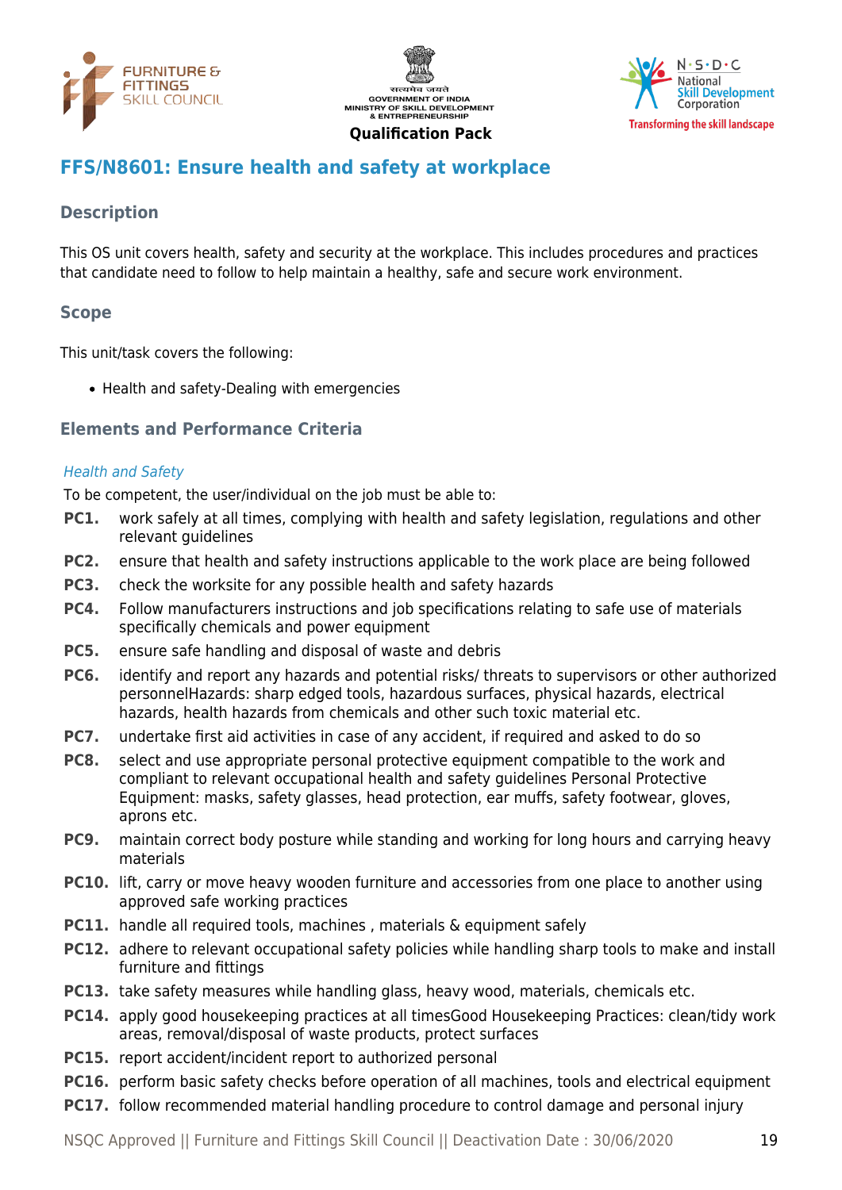## FFS/N8601: Ensure health and safety at workplace

### Description

This OS unit covers health, safety and security at the workplace. This includes procedures and practices that candidate need to follow to help maintain a healthy, safe and secure work environment.

### Scope

This unit/task covers the following:

- Health and safety-Dealing with emergencies

### Elements and Performance Criteria

*Health and Safety*

To be competent, the user/individual on the job must be able to:

**PC1.** work safely at all times, complying with health and safety legislation, regulations and other relevant guidelines

**PC2.** ensure that health and safety instructions applicable to the work place are being followed

**PC3.** check the worksite for any possible health and safety hazards

**PC4.** Follow manufacturers instructions and job specifications relating to safe use of materials specifically chemicals and power equipment

**PC5.** ensure safe handling and disposal of waste and debris

**PC6.** identify and report any hazards and potential risks/ threats to supervisors or other authorized personnelHazards: sharp edged tools, hazardous surfaces, physical hazards, electrical hazards, health hazards from chemicals and other such toxic material etc.

**PC7.** undertake first aid activities in case of any accident, if required and asked to do so

**PC8.** select and use appropriate personal protective equipment compatible to the work and compliant to relevant occupational health and safety guidelines Personal Protective Equipment: masks, safety glasses, head protection, ear muffs, safety footwear, gloves, aprons etc.

**PC9.** maintain correct body posture while standing and working for long hours and carrying heavy materials

**PC10.** lift, carry or move heavy wooden furniture and accessories from one place to another using approved safe working practices

**PC11.** handle all required tools, machines , materials & equipment safely

**PC12.** adhere to relevant occupational safety policies while handling sharp tools to make and install furniture and fittings

**PC13.** take safety measures while handling glass, heavy wood, materials, chemicals etc.

**PC14.** apply good housekeeping practices at all timesGood Housekeeping Practices: clean/tidy work areas, removal/disposal of waste products, protect surfaces

**PC15.** report accident/incident report to authorized personal

**PC16.** perform basic safety checks before operation of all machines, tools and electrical equipment

**PC17.** follow recommended material handling procedure to control damage and personal injury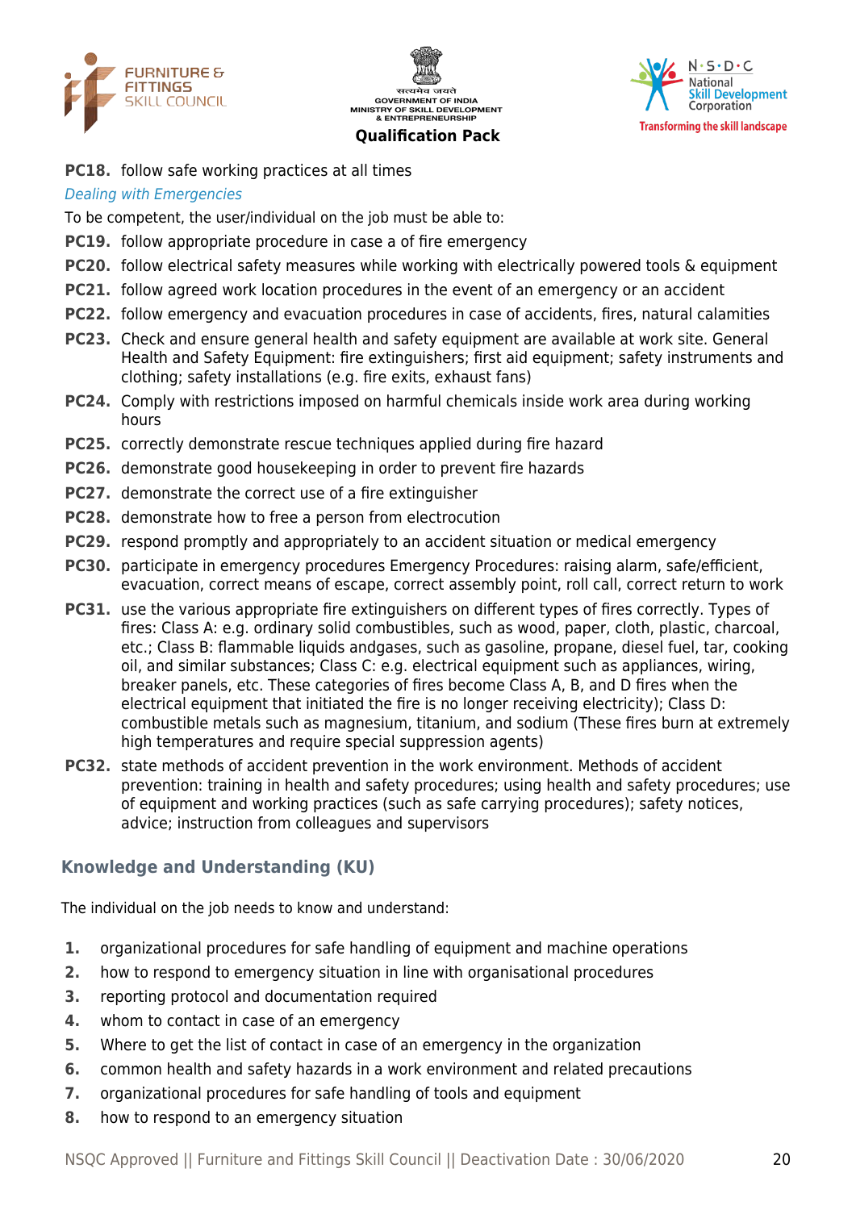**PC18.** follow safe working practices at all times

*Dealing with Emergencies*

To be competent, the user/individual on the job must be able to:

**PC19.** follow appropriate procedure in case a of fire emergency

**PC20.** follow electrical safety measures while working with electrically powered tools & equipment

**PC21.** follow agreed work location procedures in the event of an emergency or an accident

**PC22.** follow emergency and evacuation procedures in case of accidents, fires, natural calamities

**PC23.** Check and ensure general health and safety equipment are available at work site. General Health and Safety Equipment: fire extinguishers; first aid equipment; safety instruments and clothing; safety installations (e.g. fire exits, exhaust fans)

**PC24.** Comply with restrictions imposed on harmful chemicals inside work area during working hours

**PC25.** correctly demonstrate rescue techniques applied during fire hazard

**PC26.** demonstrate good housekeeping in order to prevent fire hazards

**PC27.** demonstrate the correct use of a fire extinguisher

**PC28.** demonstrate how to free a person from electrocution

**PC29.** respond promptly and appropriately to an accident situation or medical emergency

**PC30.** participate in emergency procedures Emergency Procedures: raising alarm, safe/efficient, evacuation, correct means of escape, correct assembly point, roll call, correct return to work

**PC31.** use the various appropriate fire extinguishers on different types of fires correctly. Types of fires: Class A: e.g. ordinary solid combustibles, such as wood, paper, cloth, plastic, charcoal, etc.; Class B: flammable liquids andgases, such as gasoline, propane, diesel fuel, tar, cooking oil, and similar substances; Class C: e.g. electrical equipment such as appliances, wiring, breaker panels, etc. These categories of fires become Class A, B, and D fires when the electrical equipment that initiated the fire is no longer receiving electricity); Class D: combustible metals such as magnesium, titanium, and sodium (These fires burn at extremely high temperatures and require special suppression agents)

**PC32.** state methods of accident prevention in the work environment. Methods of accident prevention: training in health and safety procedures; using health and safety procedures; use of equipment and working practices (such as safe carrying procedures); safety notices, advice; instruction from colleagues and supervisors

## Knowledge and Understanding (KU)

The individual on the job needs to know and understand:

1. organizational procedures for safe handling of equipment and machine operations
2. how to respond to emergency situation in line with organisational procedures
3. reporting protocol and documentation required
4. whom to contact in case of an emergency
5. Where to get the list of contact in case of an emergency in the organization
6. common health and safety hazards in a work environment and related precautions
7. organizational procedures for safe handling of tools and equipment
8. how to respond to an emergency situation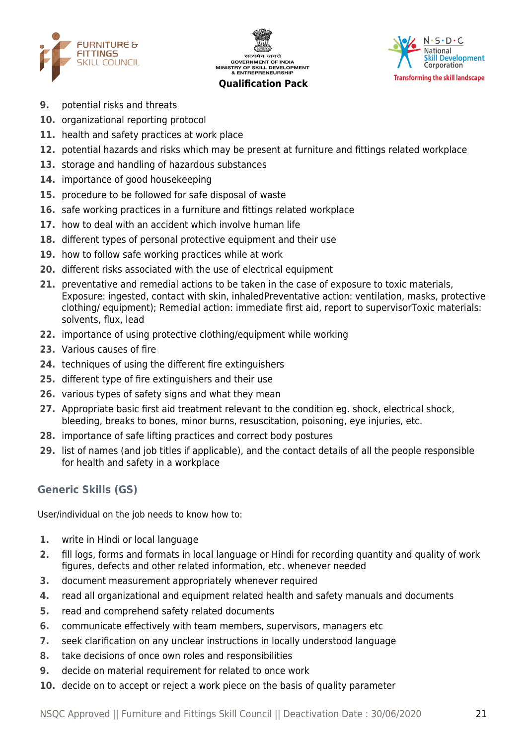9. potential risks and threats
10. organizational reporting protocol
11. health and safety practices at work place
12. potential hazards and risks which may be present at furniture and fittings related workplace
13. storage and handling of hazardous substances
14. importance of good housekeeping
15. procedure to be followed for safe disposal of waste
16. safe working practices in a furniture and fittings related workplace
17. how to deal with an accident which involve human life
18. different types of personal protective equipment and their use
19. how to follow safe working practices while at work
20. different risks associated with the use of electrical equipment
21. preventative and remedial actions to be taken in the case of exposure to toxic materials, Exposure: ingested, contact with skin, inhaledPreventative action: ventilation, masks, protective clothing/ equipment); Remedial action: immediate first aid, report to supervisorToxic materials: solvents, flux, lead
22. importance of using protective clothing/equipment while working
23. Various causes of fire
24. techniques of using the different fire extinguishers
25. different type of fire extinguishers and their use
26. various types of safety signs and what they mean
27. Appropriate basic first aid treatment relevant to the condition eg. shock, electrical shock, bleeding, breaks to bones, minor burns, resuscitation, poisoning, eye injuries, etc.
28. importance of safe lifting practices and correct body postures
29. list of names (and job titles if applicable), and the contact details of all the people responsible for health and safety in a workplace

## Generic Skills (GS)

User/individual on the job needs to know how to:

1. write in Hindi or local language
2. fill logs, forms and formats in local language or Hindi for recording quantity and quality of work figures, defects and other related information, etc. whenever needed
3. document measurement appropriately whenever required
4. read all organizational and equipment related health and safety manuals and documents
5. read and comprehend safety related documents
6. communicate effectively with team members, supervisors, managers etc
7. seek clarification on any unclear instructions in locally understood language
8. take decisions of once own roles and responsibilities
9. decide on material requirement for related to once work
10. decide on to accept or reject a work piece on the basis of quality parameter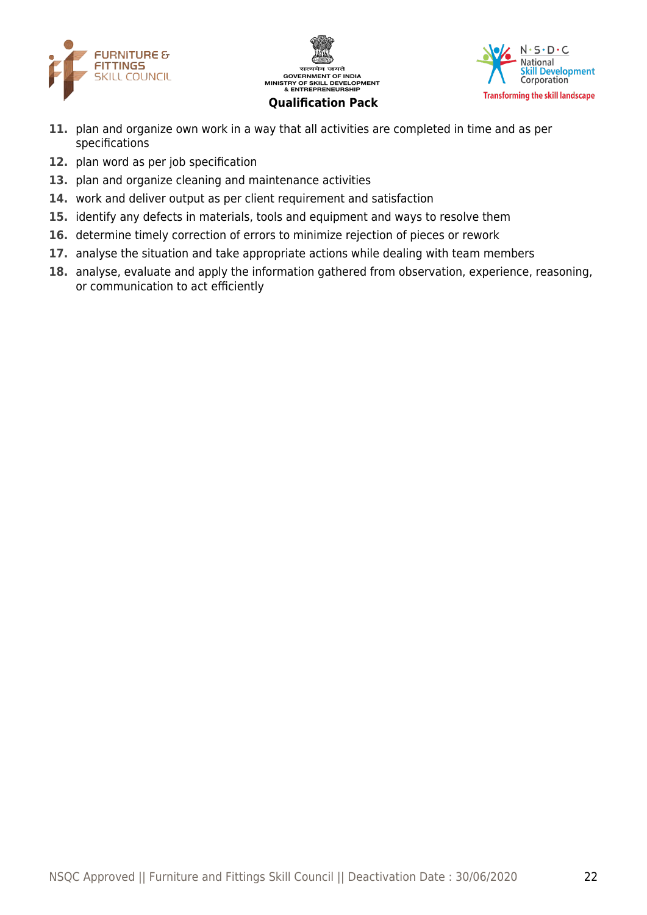11. plan and organize own work in a way that all activities are completed in time and as per specifications
12. plan word as per job specification
13. plan and organize cleaning and maintenance activities
14. work and deliver output as per client requirement and satisfaction
15. identify any defects in materials, tools and equipment and ways to resolve them
16. determine timely correction of errors to minimize rejection of pieces or rework
17. analyse the situation and take appropriate actions while dealing with team members
18. analyse, evaluate and apply the information gathered from observation, experience, reasoning, or communication to act efficiently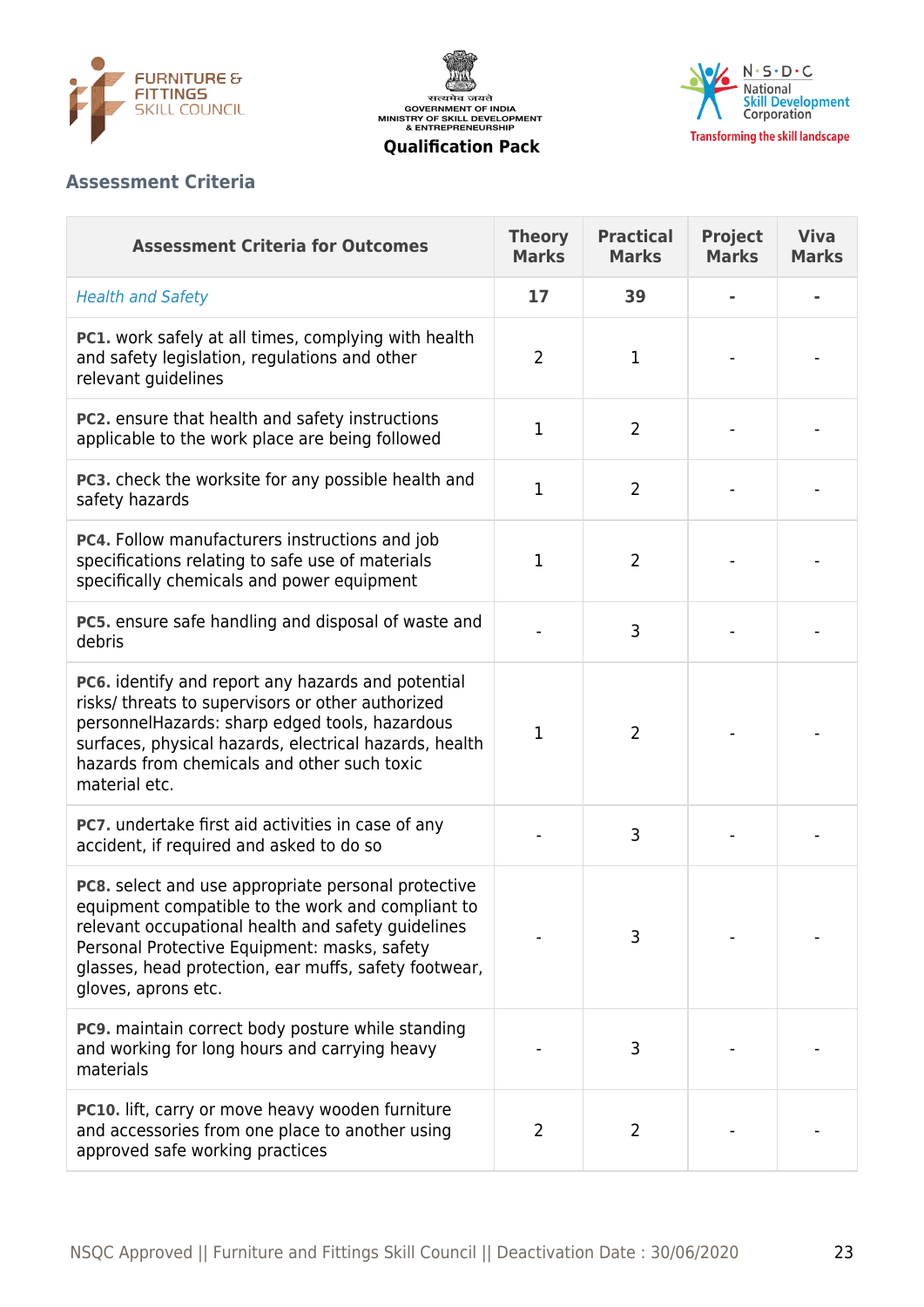## Assessment Criteria

| Assessment Criteria for Outcomes | Theory Marks | Practical Marks | Project Marks | Viva Marks |
|---|---|---|---|---|
| *Health and Safety* | **17** | **39** | **-** | **-** |
| **PC1.** work safely at all times, complying with health and safety legislation, regulations and other relevant guidelines | 2 | 1 | - | - |
| **PC2.** ensure that health and safety instructions applicable to the work place are being followed | 1 | 2 | - | - |
| **PC3.** check the worksite for any possible health and safety hazards | 1 | 2 | - | - |
| **PC4.** Follow manufacturers instructions and job specifications relating to safe use of materials specifically chemicals and power equipment | 1 | 2 | - | - |
| **PC5.** ensure safe handling and disposal of waste and debris | - | 3 | - | - |
| **PC6.** identify and report any hazards and potential risks/ threats to supervisors or other authorized personnelHazards: sharp edged tools, hazardous surfaces, physical hazards, electrical hazards, health hazards from chemicals and other such toxic material etc. | 1 | 2 | - | - |
| **PC7.** undertake first aid activities in case of any accident, if required and asked to do so | - | 3 | - | - |
| **PC8.** select and use appropriate personal protective equipment compatible to the work and compliant to relevant occupational health and safety guidelines Personal Protective Equipment: masks, safety glasses, head protection, ear muffs, safety footwear, gloves, aprons etc. | - | 3 | - | - |
| **PC9.** maintain correct body posture while standing and working for long hours and carrying heavy materials | - | 3 | - | - |
| **PC10.** lift, carry or move heavy wooden furniture and accessories from one place to another using approved safe working practices | 2 | 2 | - | - |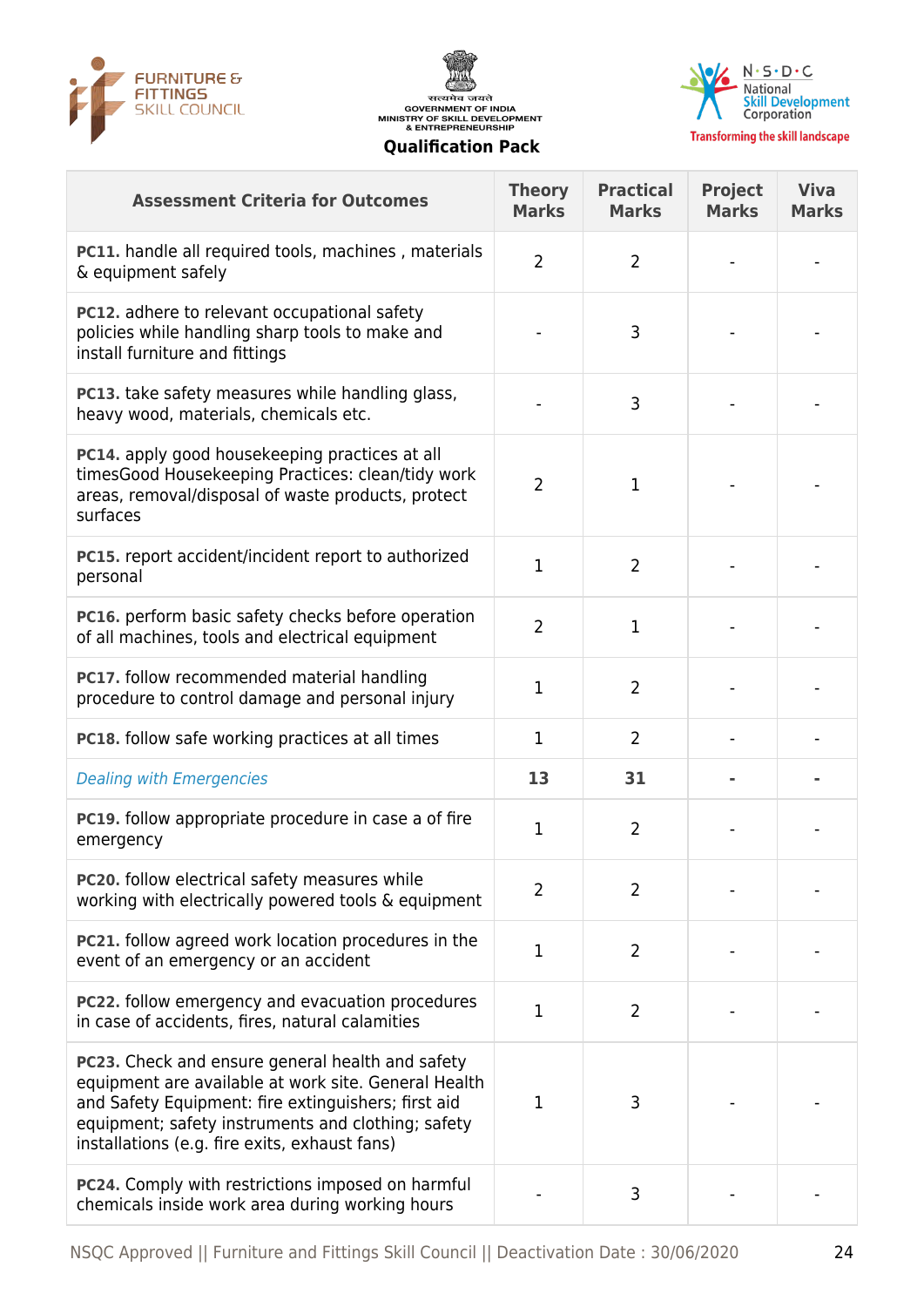| Assessment Criteria for Outcomes | Theory Marks | Practical Marks | Project Marks | Viva Marks |
|---|---|---|---|---|
| **PC11.** handle all required tools, machines , materials & equipment safely | 2 | 2 | - | - |
| **PC12.** adhere to relevant occupational safety policies while handling sharp tools to make and install furniture and fittings | - | 3 | - | - |
| **PC13.** take safety measures while handling glass, heavy wood, materials, chemicals etc. | - | 3 | - | - |
| **PC14.** apply good housekeeping practices at all timesGood Housekeeping Practices: clean/tidy work areas, removal/disposal of waste products, protect surfaces | 2 | 1 | - | - |
| **PC15.** report accident/incident report to authorized personal | 1 | 2 | - | - |
| **PC16.** perform basic safety checks before operation of all machines, tools and electrical equipment | 2 | 1 | - | - |
| **PC17.** follow recommended material handling procedure to control damage and personal injury | 1 | 2 | - | - |
| **PC18.** follow safe working practices at all times | 1 | 2 | - | - |
| *Dealing with Emergencies* | **13** | **31** | **-** | **-** |
| **PC19.** follow appropriate procedure in case a of fire emergency | 1 | 2 | - | - |
| **PC20.** follow electrical safety measures while working with electrically powered tools & equipment | 2 | 2 | - | - |
| **PC21.** follow agreed work location procedures in the event of an emergency or an accident | 1 | 2 | - | - |
| **PC22.** follow emergency and evacuation procedures in case of accidents, fires, natural calamities | 1 | 2 | - | - |
| **PC23.** Check and ensure general health and safety equipment are available at work site. General Health and Safety Equipment: fire extinguishers; first aid equipment; safety instruments and clothing; safety installations (e.g. fire exits, exhaust fans) | 1 | 3 | - | - |
| **PC24.** Comply with restrictions imposed on harmful chemicals inside work area during working hours | - | 3 | - | - |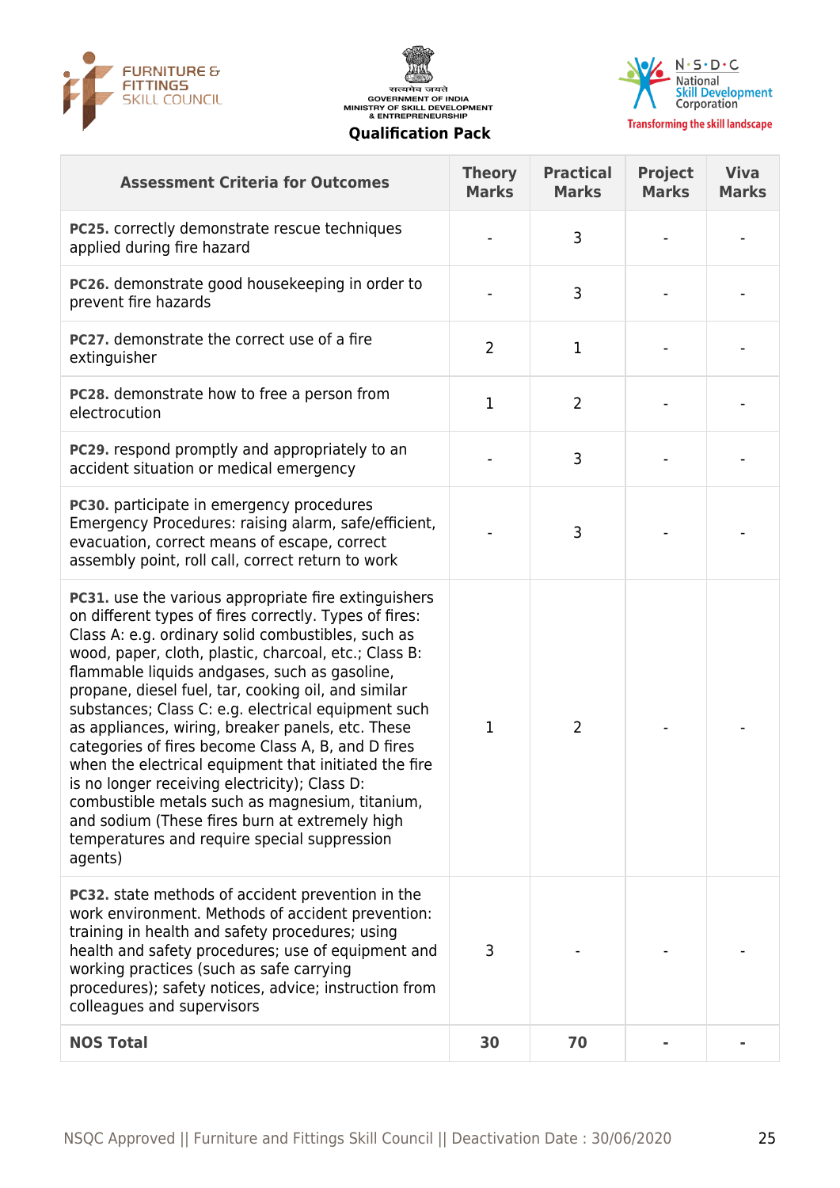| Assessment Criteria for Outcomes | Theory Marks | Practical Marks | Project Marks | Viva Marks |
|---|---|---|---|---|
| **PC25.** correctly demonstrate rescue techniques applied during fire hazard | - | 3 | - | - |
| **PC26.** demonstrate good housekeeping in order to prevent fire hazards | - | 3 | - | - |
| **PC27.** demonstrate the correct use of a fire extinguisher | 2 | 1 | - | - |
| **PC28.** demonstrate how to free a person from electrocution | 1 | 2 | - | - |
| **PC29.** respond promptly and appropriately to an accident situation or medical emergency | - | 3 | - | - |
| **PC30.** participate in emergency procedures Emergency Procedures: raising alarm, safe/efficient, evacuation, correct means of escape, correct assembly point, roll call, correct return to work | - | 3 | - | - |
| **PC31.** use the various appropriate fire extinguishers on different types of fires correctly. Types of fires: Class A: e.g. ordinary solid combustibles, such as wood, paper, cloth, plastic, charcoal, etc.; Class B: flammable liquids andgases, such as gasoline, propane, diesel fuel, tar, cooking oil, and similar substances; Class C: e.g. electrical equipment such as appliances, wiring, breaker panels, etc. These categories of fires become Class A, B, and D fires when the electrical equipment that initiated the fire is no longer receiving electricity); Class D: combustible metals such as magnesium, titanium, and sodium (These fires burn at extremely high temperatures and require special suppression agents) | 1 | 2 | - | - |
| **PC32.** state methods of accident prevention in the work environment. Methods of accident prevention: training in health and safety procedures; using health and safety procedures; use of equipment and working practices (such as safe carrying procedures); safety notices, advice; instruction from colleagues and supervisors | 3 | - | - | - |
| **NOS Total** | **30** | **70** | **-** | **-** |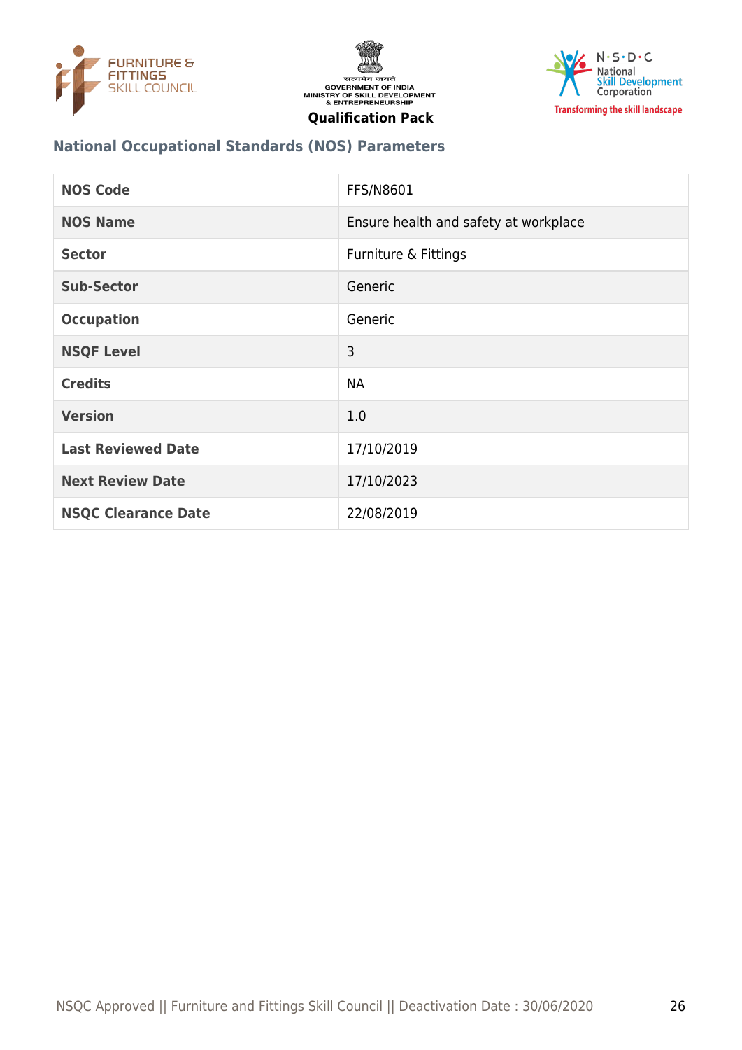## National Occupational Standards (NOS) Parameters

| NOS Code | FFS/N8601 |
|---|---|
| NOS Name | Ensure health and safety at workplace |
| Sector | Furniture & Fittings |
| Sub-Sector | Generic |
| Occupation | Generic |
| NSQF Level | 3 |
| Credits | NA |
| Version | 1.0 |
| Last Reviewed Date | 17/10/2019 |
| Next Review Date | 17/10/2023 |
| NSQC Clearance Date | 22/08/2019 |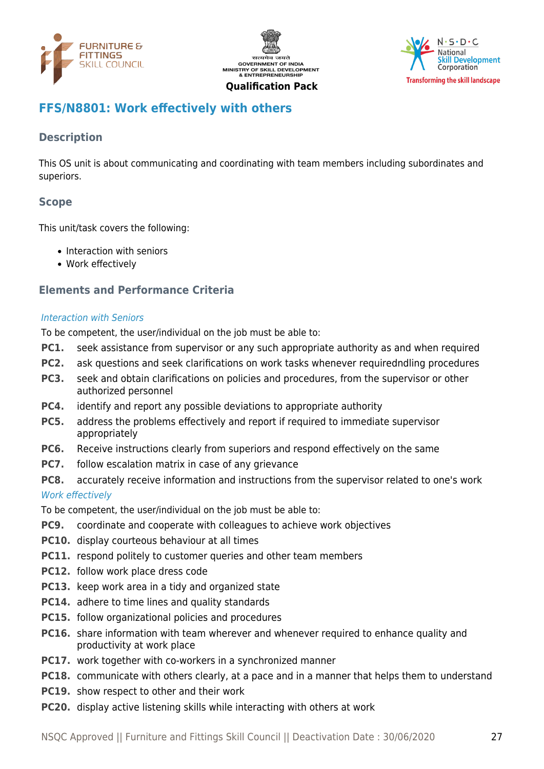# FFS/N8801: Work effectively with others

## Description

This OS unit is about communicating and coordinating with team members including subordinates and superiors.

## Scope

This unit/task covers the following:

- Interaction with seniors
- Work effectively

## Elements and Performance Criteria

*Interaction with Seniors*

To be competent, the user/individual on the job must be able to:

**PC1.** seek assistance from supervisor or any such appropriate authority as and when required

**PC2.** ask questions and seek clarifications on work tasks whenever requiredndling procedures

**PC3.** seek and obtain clarifications on policies and procedures, from the supervisor or other authorized personnel

**PC4.** identify and report any possible deviations to appropriate authority

**PC5.** address the problems effectively and report if required to immediate supervisor appropriately

**PC6.** Receive instructions clearly from superiors and respond effectively on the same

**PC7.** follow escalation matrix in case of any grievance

**PC8.** accurately receive information and instructions from the supervisor related to one's work

*Work effectively*

To be competent, the user/individual on the job must be able to:

**PC9.** coordinate and cooperate with colleagues to achieve work objectives

**PC10.** display courteous behaviour at all times

**PC11.** respond politely to customer queries and other team members

**PC12.** follow work place dress code

**PC13.** keep work area in a tidy and organized state

**PC14.** adhere to time lines and quality standards

**PC15.** follow organizational policies and procedures

**PC16.** share information with team wherever and whenever required to enhance quality and productivity at work place

**PC17.** work together with co-workers in a synchronized manner

**PC18.** communicate with others clearly, at a pace and in a manner that helps them to understand

**PC19.** show respect to other and their work

**PC20.** display active listening skills while interacting with others at work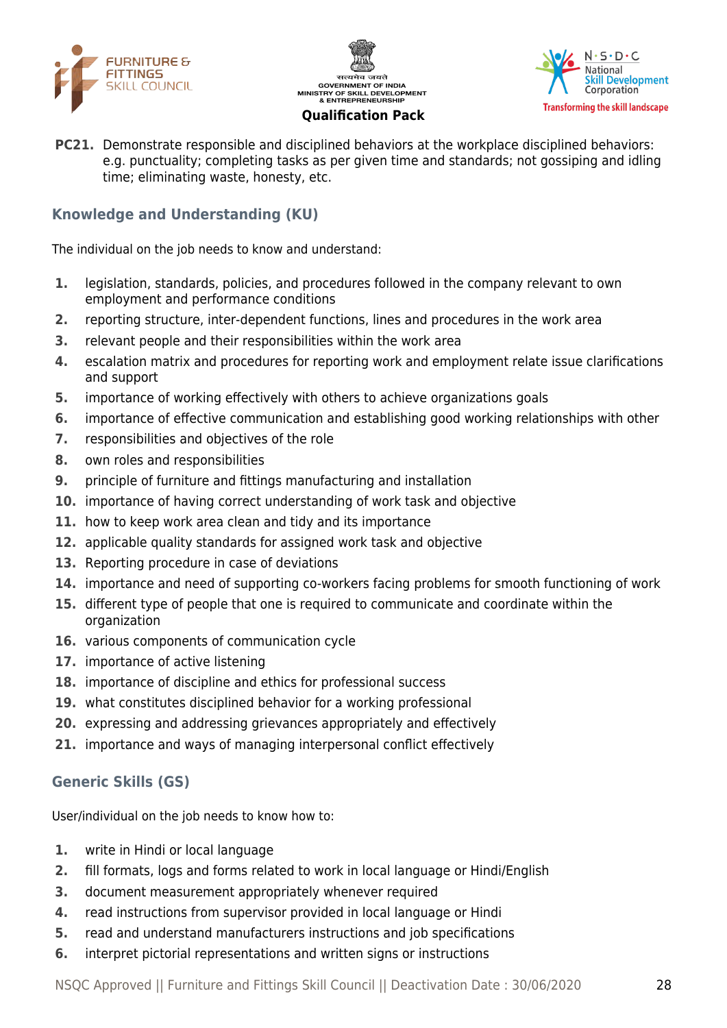**PC21.** Demonstrate responsible and disciplined behaviors at the workplace disciplined behaviors: e.g. punctuality; completing tasks as per given time and standards; not gossiping and idling time; eliminating waste, honesty, etc.

## Knowledge and Understanding (KU)

The individual on the job needs to know and understand:

1. legislation, standards, policies, and procedures followed in the company relevant to own employment and performance conditions
2. reporting structure, inter-dependent functions, lines and procedures in the work area
3. relevant people and their responsibilities within the work area
4. escalation matrix and procedures for reporting work and employment relate issue clarifications and support
5. importance of working effectively with others to achieve organizations goals
6. importance of effective communication and establishing good working relationships with other
7. responsibilities and objectives of the role
8. own roles and responsibilities
9. principle of furniture and fittings manufacturing and installation
10. importance of having correct understanding of work task and objective
11. how to keep work area clean and tidy and its importance
12. applicable quality standards for assigned work task and objective
13. Reporting procedure in case of deviations
14. importance and need of supporting co-workers facing problems for smooth functioning of work
15. different type of people that one is required to communicate and coordinate within the organization
16. various components of communication cycle
17. importance of active listening
18. importance of discipline and ethics for professional success
19. what constitutes disciplined behavior for a working professional
20. expressing and addressing grievances appropriately and effectively
21. importance and ways of managing interpersonal conflict effectively

## Generic Skills (GS)

User/individual on the job needs to know how to:

1. write in Hindi or local language
2. fill formats, logs and forms related to work in local language or Hindi/English
3. document measurement appropriately whenever required
4. read instructions from supervisor provided in local language or Hindi
5. read and understand manufacturers instructions and job specifications
6. interpret pictorial representations and written signs or instructions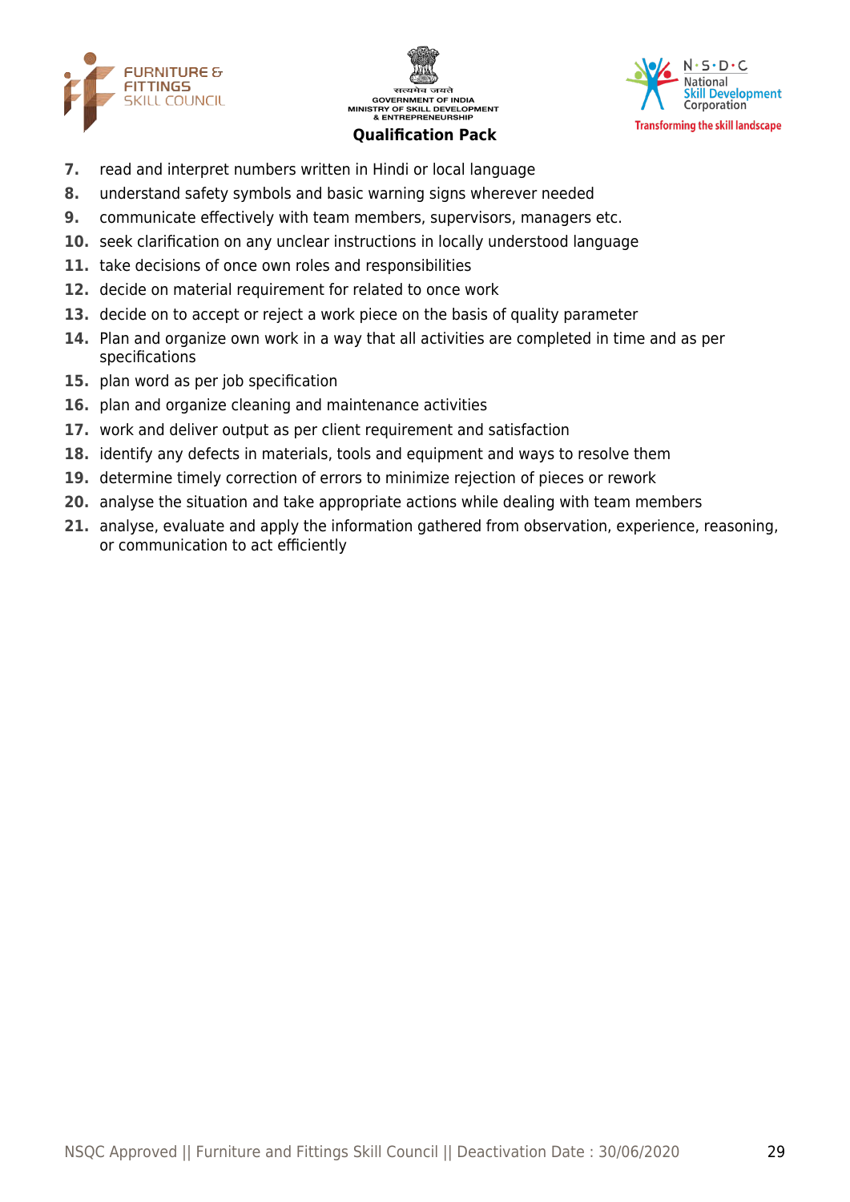7. read and interpret numbers written in Hindi or local language
8. understand safety symbols and basic warning signs wherever needed
9. communicate effectively with team members, supervisors, managers etc.
10. seek clarification on any unclear instructions in locally understood language
11. take decisions of once own roles and responsibilities
12. decide on material requirement for related to once work
13. decide on to accept or reject a work piece on the basis of quality parameter
14. Plan and organize own work in a way that all activities are completed in time and as per specifications
15. plan word as per job specification
16. plan and organize cleaning and maintenance activities
17. work and deliver output as per client requirement and satisfaction
18. identify any defects in materials, tools and equipment and ways to resolve them
19. determine timely correction of errors to minimize rejection of pieces or rework
20. analyse the situation and take appropriate actions while dealing with team members
21. analyse, evaluate and apply the information gathered from observation, experience, reasoning, or communication to act efficiently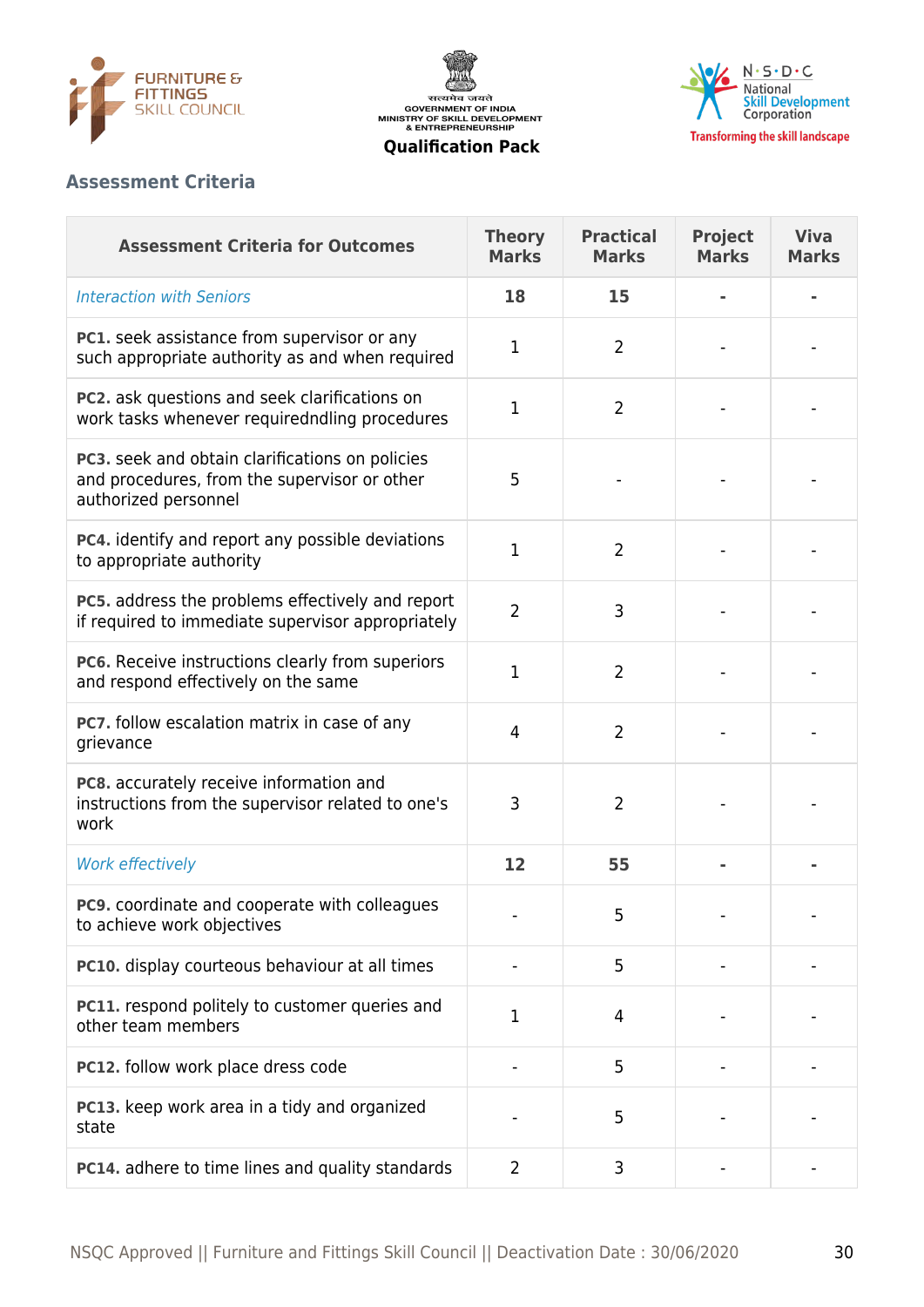## Assessment Criteria

| Assessment Criteria for Outcomes | Theory Marks | Practical Marks | Project Marks | Viva Marks |
|---|---|---|---|---|
| *Interaction with Seniors* | **18** | **15** | **-** | **-** |
| **PC1.** seek assistance from supervisor or any such appropriate authority as and when required | 1 | 2 | - | - |
| **PC2.** ask questions and seek clarifications on work tasks whenever requiredndling procedures | 1 | 2 | - | - |
| **PC3.** seek and obtain clarifications on policies and procedures, from the supervisor or other authorized personnel | 5 | - | - | - |
| **PC4.** identify and report any possible deviations to appropriate authority | 1 | 2 | - | - |
| **PC5.** address the problems effectively and report if required to immediate supervisor appropriately | 2 | 3 | - | - |
| **PC6.** Receive instructions clearly from superiors and respond effectively on the same | 1 | 2 | - | - |
| **PC7.** follow escalation matrix in case of any grievance | 4 | 2 | - | - |
| **PC8.** accurately receive information and instructions from the supervisor related to one's work | 3 | 2 | - | - |
| *Work effectively* | **12** | **55** | **-** | **-** |
| **PC9.** coordinate and cooperate with colleagues to achieve work objectives | - | 5 | - | - |
| **PC10.** display courteous behaviour at all times | - | 5 | - | - |
| **PC11.** respond politely to customer queries and other team members | 1 | 4 | - | - |
| **PC12.** follow work place dress code | - | 5 | - | - |
| **PC13.** keep work area in a tidy and organized state | - | 5 | - | - |
| **PC14.** adhere to time lines and quality standards | 2 | 3 | - | - |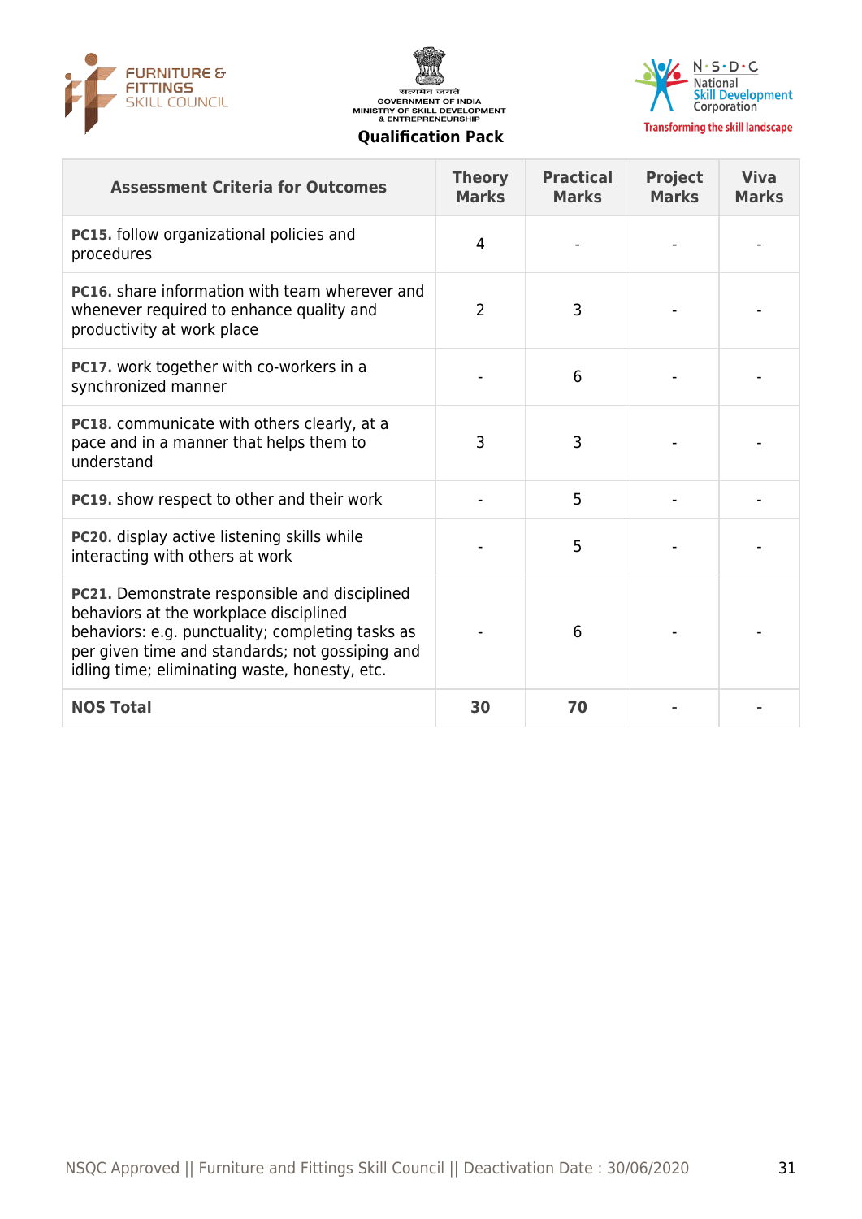| Assessment Criteria for Outcomes | Theory Marks | Practical Marks | Project Marks | Viva Marks |
|---|---|---|---|---|
| **PC15.** follow organizational policies and procedures | 4 | - | - | - |
| **PC16.** share information with team wherever and whenever required to enhance quality and productivity at work place | 2 | 3 | - | - |
| **PC17.** work together with co-workers in a synchronized manner | - | 6 | - | - |
| **PC18.** communicate with others clearly, at a pace and in a manner that helps them to understand | 3 | 3 | - | - |
| **PC19.** show respect to other and their work | - | 5 | - | - |
| **PC20.** display active listening skills while interacting with others at work | - | 5 | - | - |
| **PC21.** Demonstrate responsible and disciplined behaviors at the workplace disciplined behaviors: e.g. punctuality; completing tasks as per given time and standards; not gossiping and idling time; eliminating waste, honesty, etc. | - | 6 | - | - |
| **NOS Total** | **30** | **70** | **-** | **-** |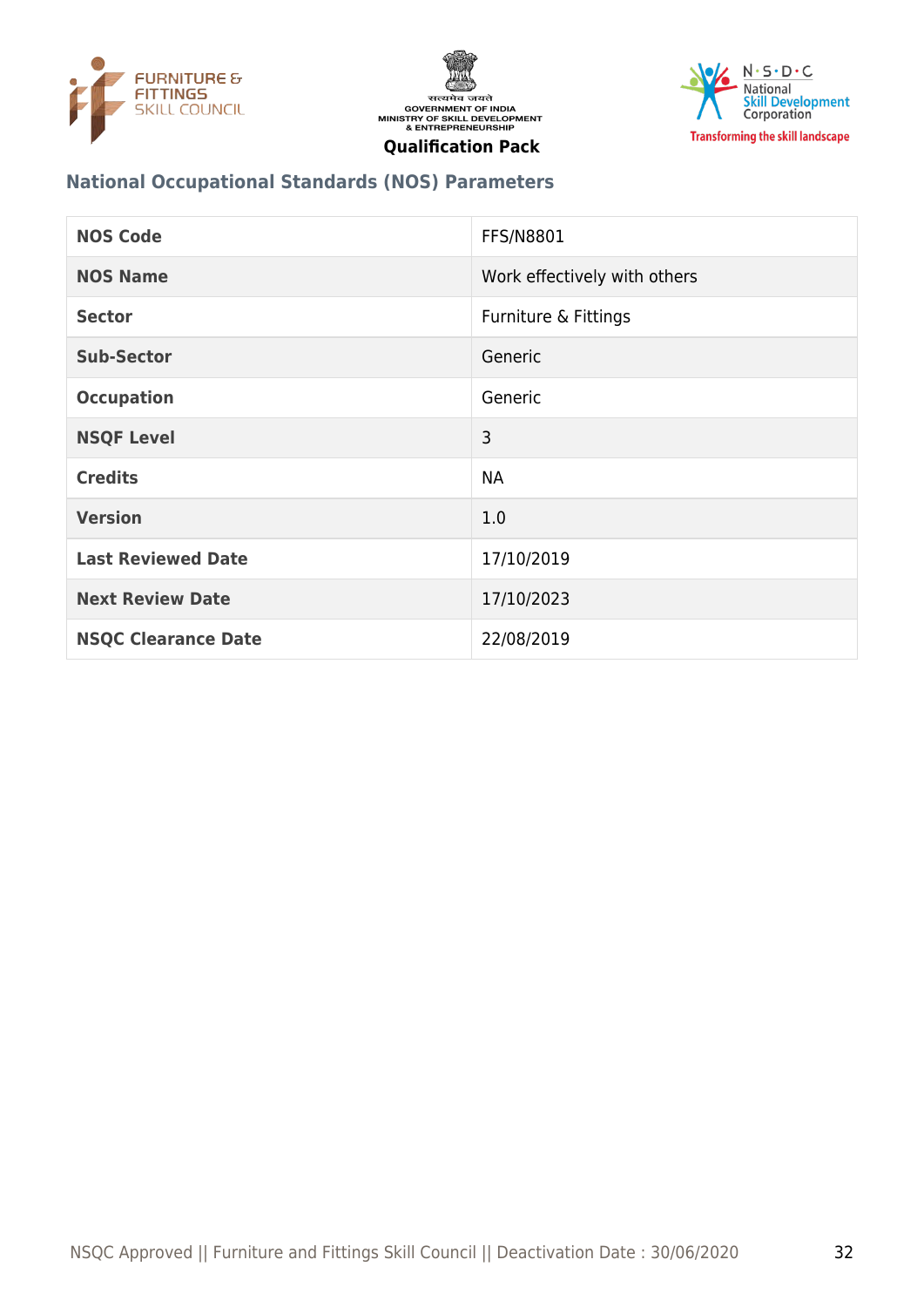## National Occupational Standards (NOS) Parameters

| NOS Code | FFS/N8801 |
|---|---|
| **NOS Name** | Work effectively with others |
| **Sector** | Furniture & Fittings |
| **Sub-Sector** | Generic |
| **Occupation** | Generic |
| **NSQF Level** | 3 |
| **Credits** | NA |
| **Version** | 1.0 |
| **Last Reviewed Date** | 17/10/2019 |
| **Next Review Date** | 17/10/2023 |
| **NSQC Clearance Date** | 22/08/2019 |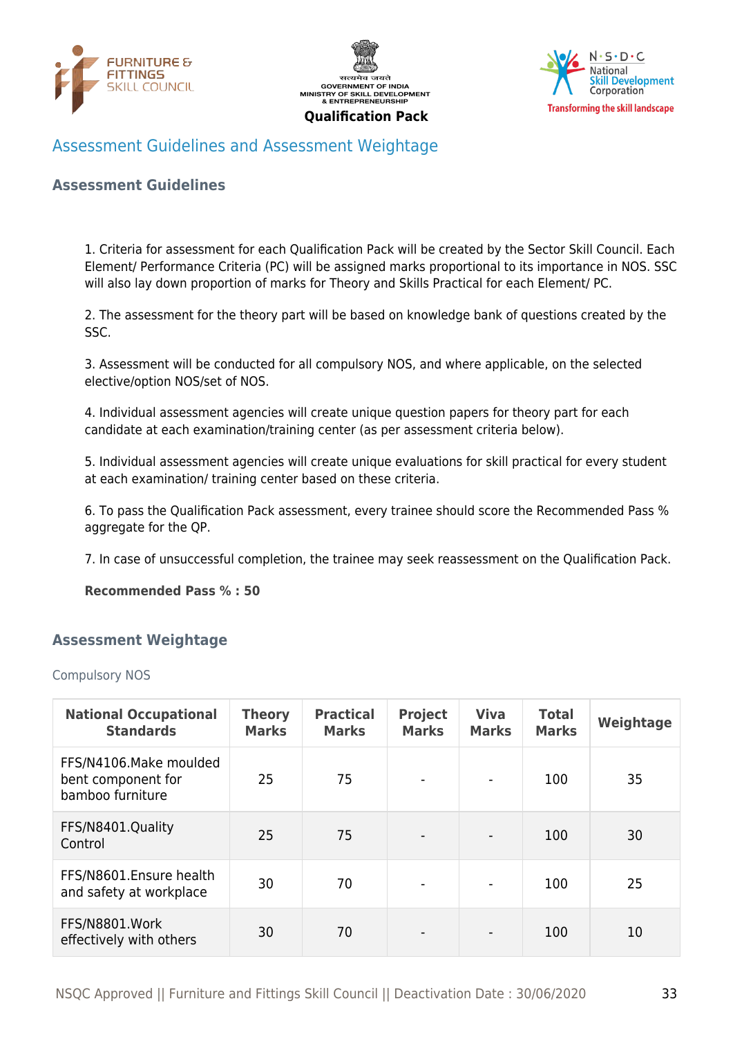## Assessment Guidelines and Assessment Weightage

### Assessment Guidelines

1. Criteria for assessment for each Qualification Pack will be created by the Sector Skill Council. Each Element/ Performance Criteria (PC) will be assigned marks proportional to its importance in NOS. SSC will also lay down proportion of marks for Theory and Skills Practical for each Element/ PC.

2. The assessment for the theory part will be based on knowledge bank of questions created by the SSC.

3. Assessment will be conducted for all compulsory NOS, and where applicable, on the selected elective/option NOS/set of NOS.

4. Individual assessment agencies will create unique question papers for theory part for each candidate at each examination/training center (as per assessment criteria below).

5. Individual assessment agencies will create unique evaluations for skill practical for every student at each examination/ training center based on these criteria.

6. To pass the Qualification Pack assessment, every trainee should score the Recommended Pass % aggregate for the QP.

7. In case of unsuccessful completion, the trainee may seek reassessment on the Qualification Pack.

**Recommended Pass % : 50**

### Assessment Weightage

Compulsory NOS

| National Occupational Standards | Theory Marks | Practical Marks | Project Marks | Viva Marks | Total Marks | Weightage |
|---|---|---|---|---|---|---|
| FFS/N4106.Make moulded bent component for bamboo furniture | 25 | 75 | - | - | 100 | 35 |
| FFS/N8401.Quality Control | 25 | 75 | - | - | 100 | 30 |
| FFS/N8601.Ensure health and safety at workplace | 30 | 70 | - | - | 100 | 25 |
| FFS/N8801.Work effectively with others | 30 | 70 | - | - | 100 | 10 |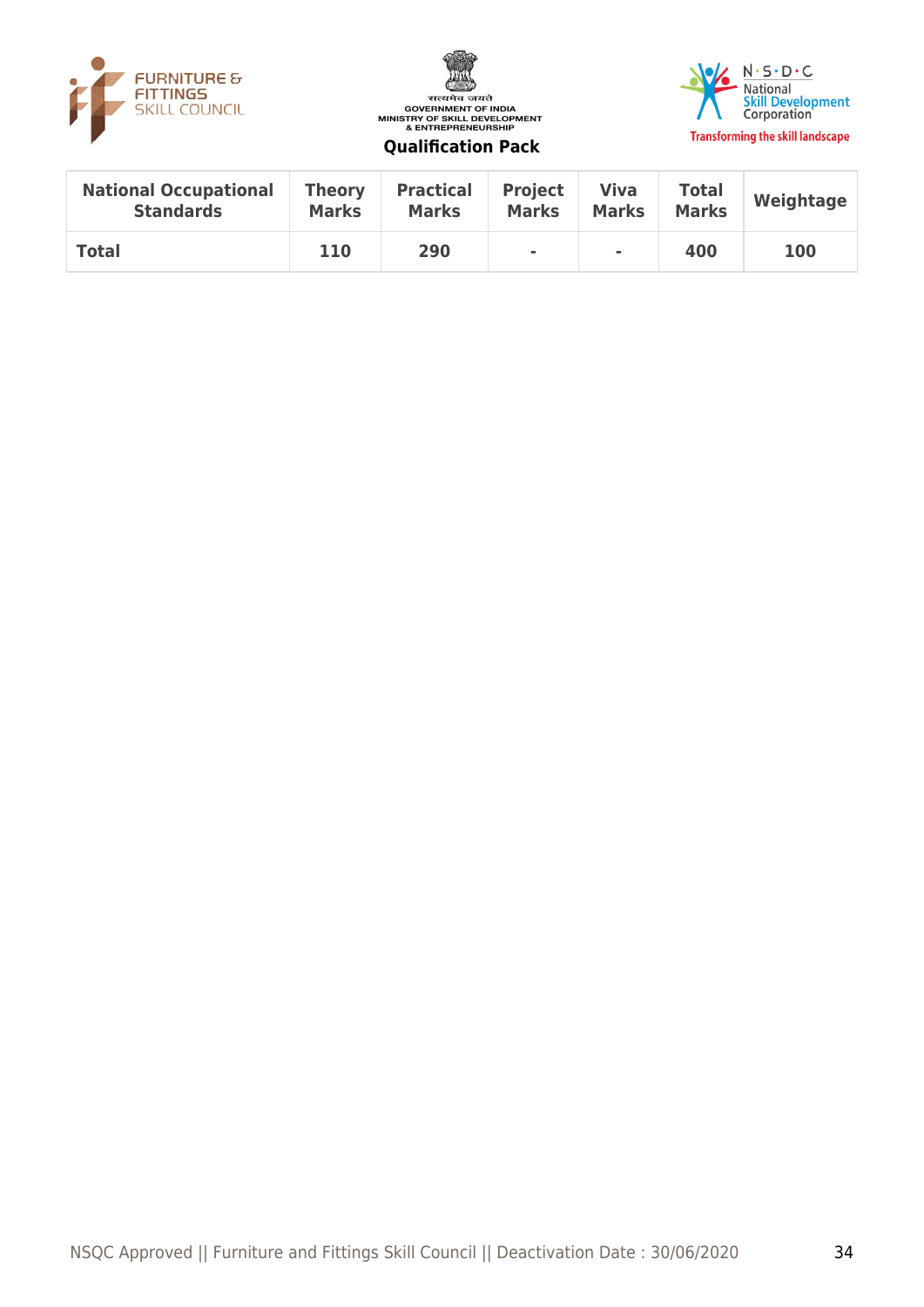| National Occupational Standards | Theory Marks | Practical Marks | Project Marks | Viva Marks | Total Marks | Weightage |
|---|---|---|---|---|---|---|
| **Total** | **110** | **290** | **-** | **-** | **400** | **100** |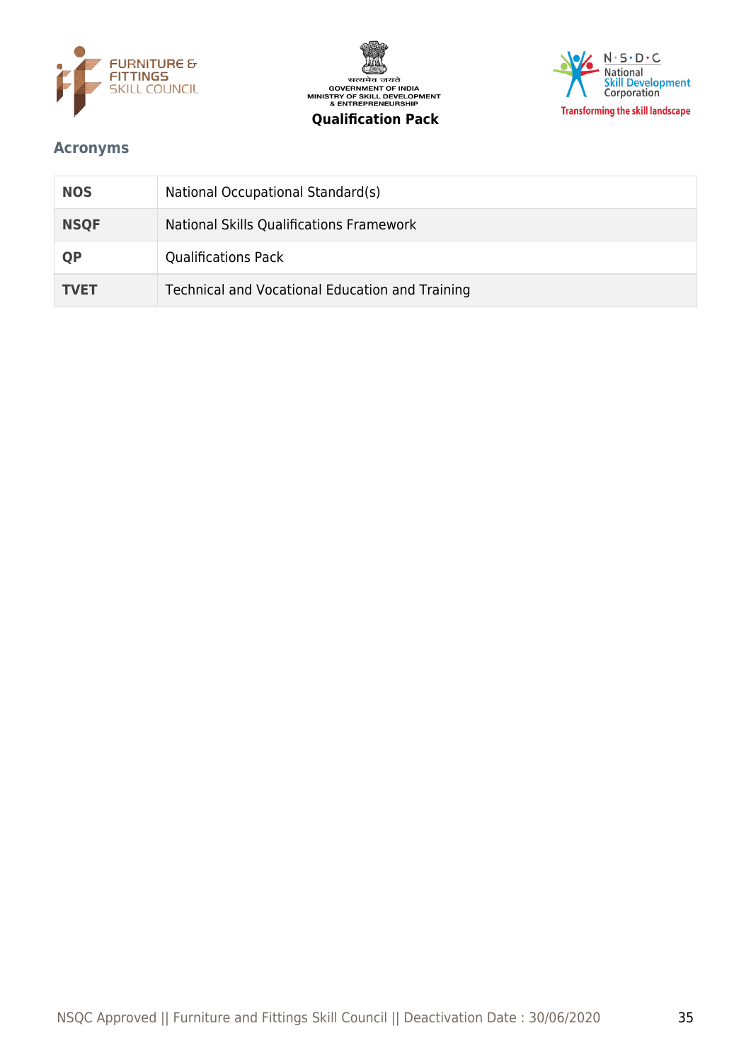## Acronyms

| | |
|---|---|
| **NOS** | National Occupational Standard(s) |
| **NSQF** | National Skills Qualifications Framework |
| **QP** | Qualifications Pack |
| **TVET** | Technical and Vocational Education and Training |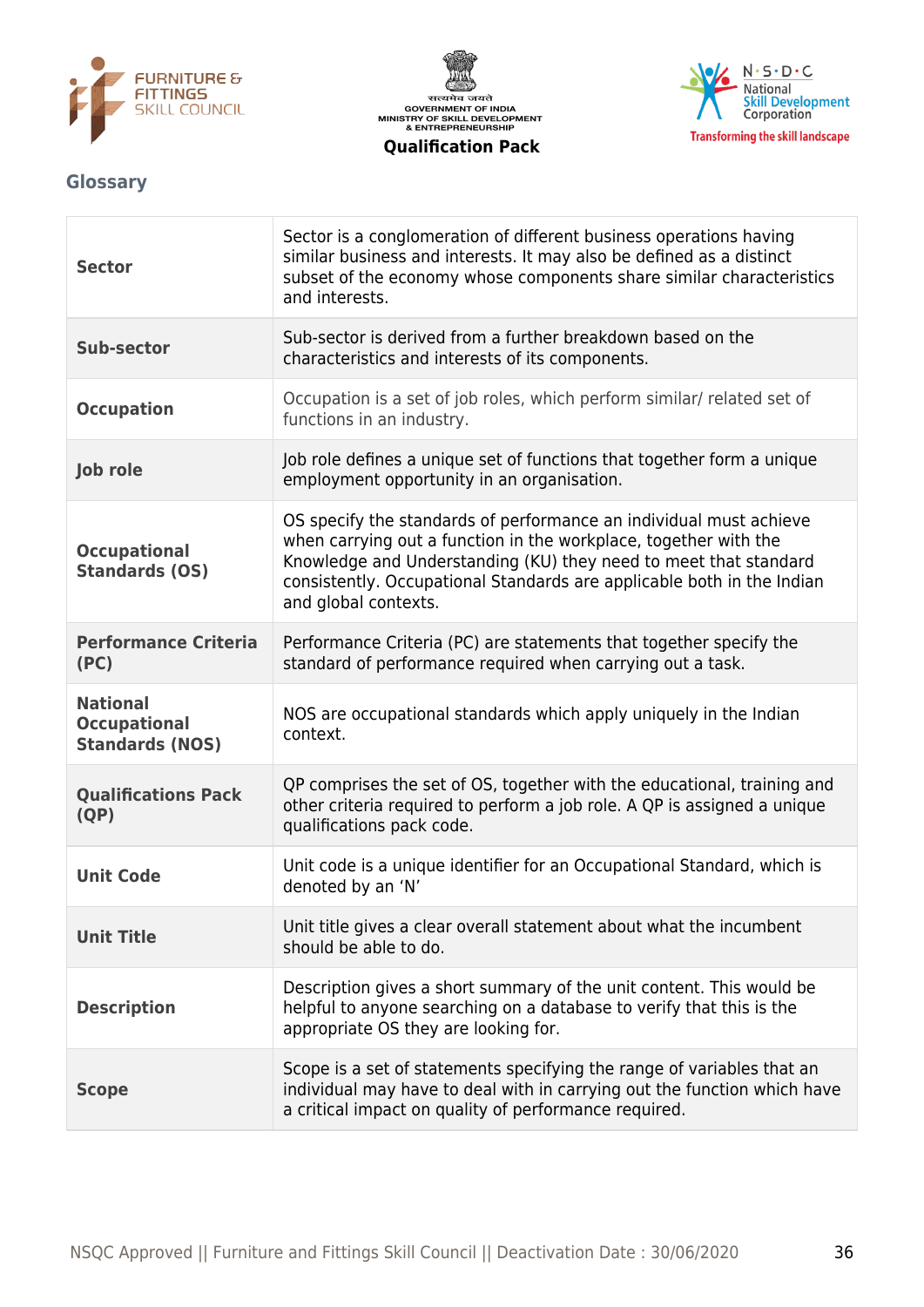## Glossary

| | |
|---|---|
| **Sector** | Sector is a conglomeration of different business operations having similar business and interests. It may also be defined as a distinct subset of the economy whose components share similar characteristics and interests. |
| **Sub-sector** | Sub-sector is derived from a further breakdown based on the characteristics and interests of its components. |
| **Occupation** | Occupation is a set of job roles, which perform similar/ related set of functions in an industry. |
| **Job role** | Job role defines a unique set of functions that together form a unique employment opportunity in an organisation. |
| **Occupational Standards (OS)** | OS specify the standards of performance an individual must achieve when carrying out a function in the workplace, together with the Knowledge and Understanding (KU) they need to meet that standard consistently. Occupational Standards are applicable both in the Indian and global contexts. |
| **Performance Criteria (PC)** | Performance Criteria (PC) are statements that together specify the standard of performance required when carrying out a task. |
| **National Occupational Standards (NOS)** | NOS are occupational standards which apply uniquely in the Indian context. |
| **Qualifications Pack (QP)** | QP comprises the set of OS, together with the educational, training and other criteria required to perform a job role. A QP is assigned a unique qualifications pack code. |
| **Unit Code** | Unit code is a unique identifier for an Occupational Standard, which is denoted by an 'N' |
| **Unit Title** | Unit title gives a clear overall statement about what the incumbent should be able to do. |
| **Description** | Description gives a short summary of the unit content. This would be helpful to anyone searching on a database to verify that this is the appropriate OS they are looking for. |
| **Scope** | Scope is a set of statements specifying the range of variables that an individual may have to deal with in carrying out the function which have a critical impact on quality of performance required. |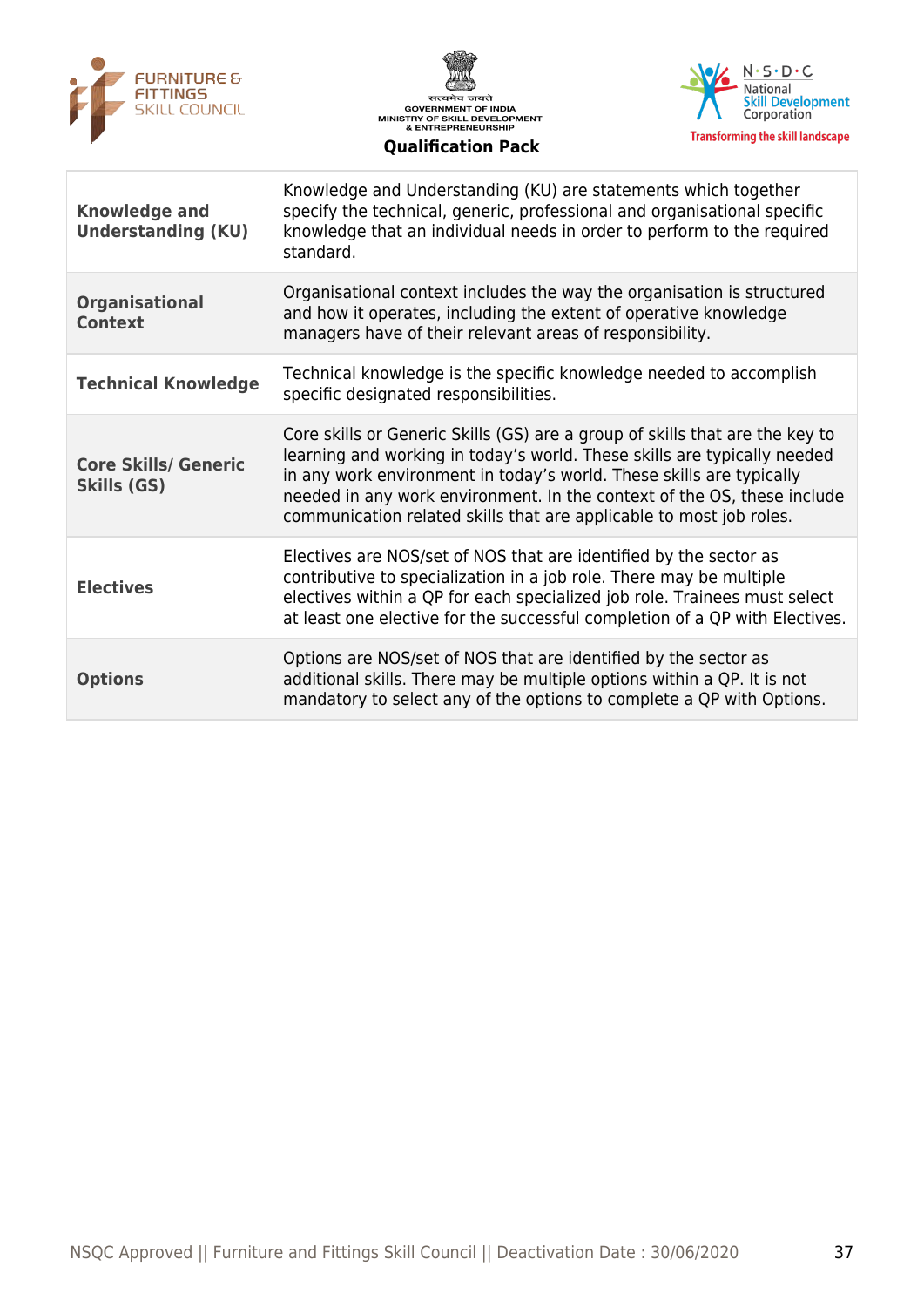| | |
|---|---|
| **Knowledge and Understanding (KU)** | Knowledge and Understanding (KU) are statements which together specify the technical, generic, professional and organisational specific knowledge that an individual needs in order to perform to the required standard. |
| **Organisational Context** | Organisational context includes the way the organisation is structured and how it operates, including the extent of operative knowledge managers have of their relevant areas of responsibility. |
| **Technical Knowledge** | Technical knowledge is the specific knowledge needed to accomplish specific designated responsibilities. |
| **Core Skills/ Generic Skills (GS)** | Core skills or Generic Skills (GS) are a group of skills that are the key to learning and working in today's world. These skills are typically needed in any work environment in today's world. These skills are typically needed in any work environment. In the context of the OS, these include communication related skills that are applicable to most job roles. |
| **Electives** | Electives are NOS/set of NOS that are identified by the sector as contributive to specialization in a job role. There may be multiple electives within a QP for each specialized job role. Trainees must select at least one elective for the successful completion of a QP with Electives. |
| **Options** | Options are NOS/set of NOS that are identified by the sector as additional skills. There may be multiple options within a QP. It is not mandatory to select any of the options to complete a QP with Options. |